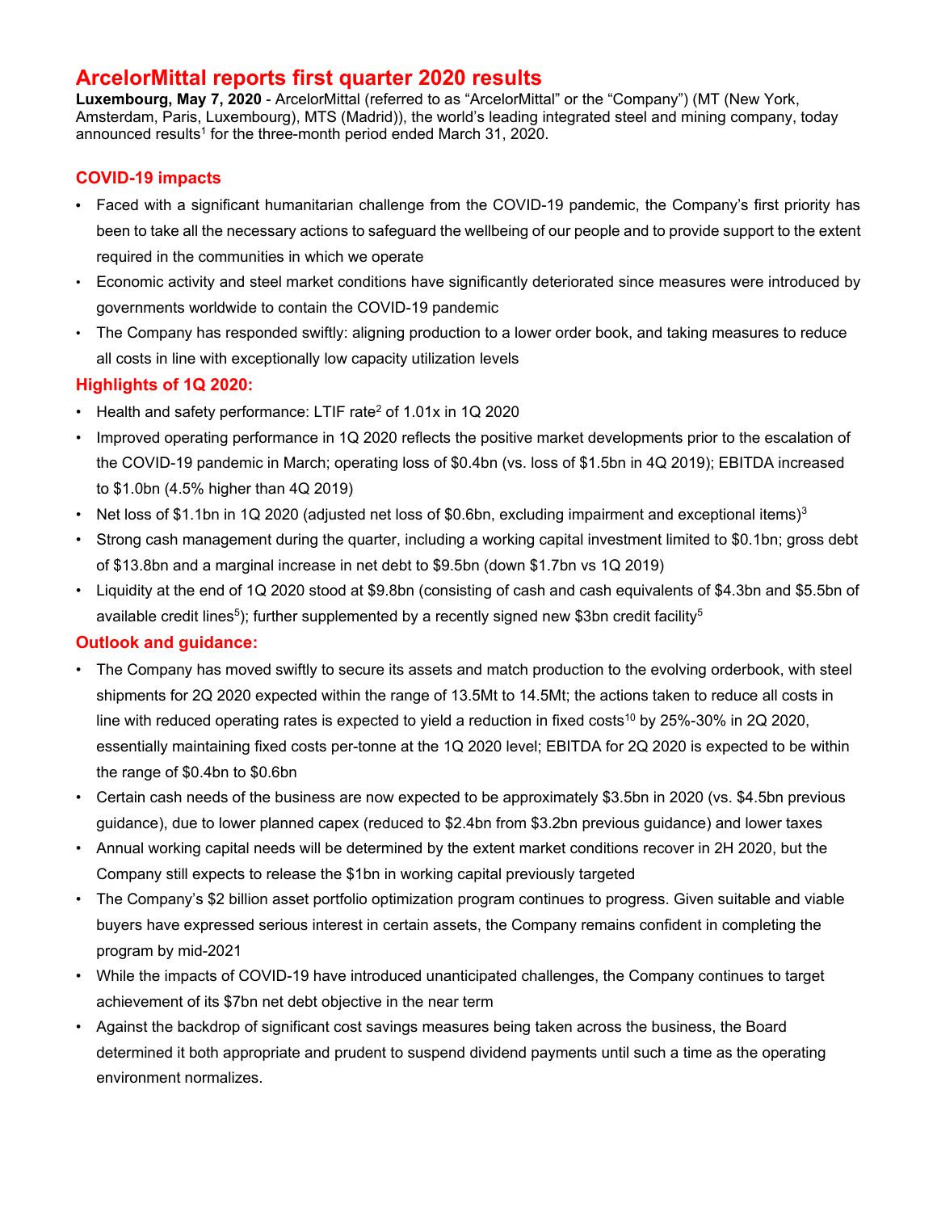# ArcelorMittal reports first quarter 2020 results

**Luxembourg, May 7, 2020** - ArcelorMittal (referred to as "ArcelorMittal" or the "Company") (MT (New York, Amsterdam, Paris, Luxembourg), MTS (Madrid)), the world's leading integrated steel and mining company, today announced results[1] for the three-month period ended March 31, 2020.

## COVID-19 impacts

- Faced with a significant humanitarian challenge from the COVID-19 pandemic, the Company's first priority has been to take all the necessary actions to safeguard the wellbeing of our people and to provide support to the extent required in the communities in which we operate
- Economic activity and steel market conditions have significantly deteriorated since measures were introduced by governments worldwide to contain the COVID-19 pandemic
- The Company has responded swiftly: aligning production to a lower order book, and taking measures to reduce all costs in line with exceptionally low capacity utilization levels

## Highlights of 1Q 2020:

- Health and safety performance: LTIF rate[2] of 1.01x in 1Q 2020
- Improved operating performance in 1Q 2020 reflects the positive market developments prior to the escalation of the COVID-19 pandemic in March; operating loss of $0.4bn (vs. loss of $1.5bn in 4Q 2019); EBITDA increased to $1.0bn (4.5% higher than 4Q 2019)
- Net loss of $1.1bn in 1Q 2020 (adjusted net loss of $0.6bn, excluding impairment and exceptional items)[3]
- Strong cash management during the quarter, including a working capital investment limited to $0.1bn; gross debt of $13.8bn and a marginal increase in net debt to $9.5bn (down $1.7bn vs 1Q 2019)
- Liquidity at the end of 1Q 2020 stood at $9.8bn (consisting of cash and cash equivalents of $4.3bn and $5.5bn of available credit lines[5]); further supplemented by a recently signed new $3bn credit facility[5]

## Outlook and guidance:

- The Company has moved swiftly to secure its assets and match production to the evolving orderbook, with steel shipments for 2Q 2020 expected within the range of 13.5Mt to 14.5Mt; the actions taken to reduce all costs in line with reduced operating rates is expected to yield a reduction in fixed costs[10] by 25%-30% in 2Q 2020, essentially maintaining fixed costs per-tonne at the 1Q 2020 level; EBITDA for 2Q 2020 is expected to be within the range of $0.4bn to $0.6bn
- Certain cash needs of the business are now expected to be approximately $3.5bn in 2020 (vs. $4.5bn previous guidance), due to lower planned capex (reduced to $2.4bn from $3.2bn previous guidance) and lower taxes
- Annual working capital needs will be determined by the extent market conditions recover in 2H 2020, but the Company still expects to release the $1bn in working capital previously targeted
- The Company's $2 billion asset portfolio optimization program continues to progress. Given suitable and viable buyers have expressed serious interest in certain assets, the Company remains confident in completing the program by mid-2021
- While the impacts of COVID-19 have introduced unanticipated challenges, the Company continues to target achievement of its $7bn net debt objective in the near term
- Against the backdrop of significant cost savings measures being taken across the business, the Board determined it both appropriate and prudent to suspend dividend payments until such a time as the operating environment normalizes.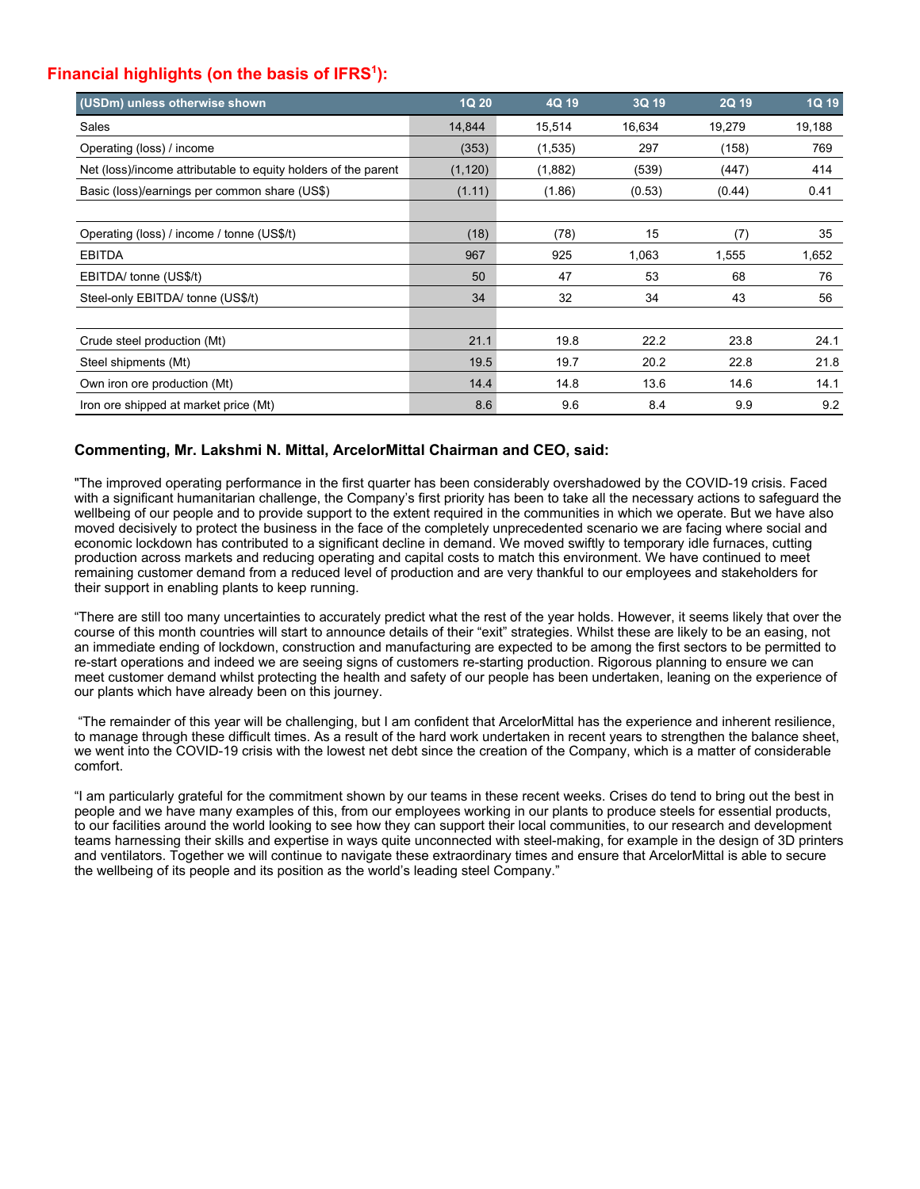## Financial highlights (on the basis of IFRS[1]):

| (USDm) unless otherwise shown | 1Q 20 | 4Q 19 | 3Q 19 | 2Q 19 | 1Q 19 |
|---|---|---|---|---|---|
| Sales | 14,844 | 15,514 | 16,634 | 19,279 | 19,188 |
| Operating (loss) / income | (353) | (1,535) | 297 | (158) | 769 |
| Net (loss)/income attributable to equity holders of the parent | (1,120) | (1,882) | (539) | (447) | 414 |
| Basic (loss)/earnings per common share (US$) | (1.11) | (1.86) | (0.53) | (0.44) | 0.41 |
| | | | | | |
| Operating (loss) / income / tonne (US$/t) | (18) | (78) | 15 | (7) | 35 |
| EBITDA | 967 | 925 | 1,063 | 1,555 | 1,652 |
| EBITDA/ tonne (US$/t) | 50 | 47 | 53 | 68 | 76 |
| Steel-only EBITDA/ tonne (US$/t) | 34 | 32 | 34 | 43 | 56 |
| | | | | | |
| Crude steel production (Mt) | 21.1 | 19.8 | 22.2 | 23.8 | 24.1 |
| Steel shipments (Mt) | 19.5 | 19.7 | 20.2 | 22.8 | 21.8 |
| Own iron ore production (Mt) | 14.4 | 14.8 | 13.6 | 14.6 | 14.1 |
| Iron ore shipped at market price (Mt) | 8.6 | 9.6 | 8.4 | 9.9 | 9.2 |

### Commenting, Mr. Lakshmi N. Mittal, ArcelorMittal Chairman and CEO, said:

"The improved operating performance in the first quarter has been considerably overshadowed by the COVID-19 crisis. Faced with a significant humanitarian challenge, the Company's first priority has been to take all the necessary actions to safeguard the wellbeing of our people and to provide support to the extent required in the communities in which we operate. But we have also moved decisively to protect the business in the face of the completely unprecedented scenario we are facing where social and economic lockdown has contributed to a significant decline in demand. We moved swiftly to temporary idle furnaces, cutting production across markets and reducing operating and capital costs to match this environment. We have continued to meet remaining customer demand from a reduced level of production and are very thankful to our employees and stakeholders for their support in enabling plants to keep running.

"There are still too many uncertainties to accurately predict what the rest of the year holds. However, it seems likely that over the course of this month countries will start to announce details of their "exit" strategies. Whilst these are likely to be an easing, not an immediate ending of lockdown, construction and manufacturing are expected to be among the first sectors to be permitted to re-start operations and indeed we are seeing signs of customers re-starting production. Rigorous planning to ensure we can meet customer demand whilst protecting the health and safety of our people has been undertaken, leaning on the experience of our plants which have already been on this journey.

"The remainder of this year will be challenging, but I am confident that ArcelorMittal has the experience and inherent resilience, to manage through these difficult times. As a result of the hard work undertaken in recent years to strengthen the balance sheet, we went into the COVID-19 crisis with the lowest net debt since the creation of the Company, which is a matter of considerable comfort.

"I am particularly grateful for the commitment shown by our teams in these recent weeks. Crises do tend to bring out the best in people and we have many examples of this, from our employees working in our plants to produce steels for essential products, to our facilities around the world looking to see how they can support their local communities, to our research and development teams harnessing their skills and expertise in ways quite unconnected with steel-making, for example in the design of 3D printers and ventilators. Together we will continue to navigate these extraordinary times and ensure that ArcelorMittal is able to secure the wellbeing of its people and its position as the world's leading steel Company."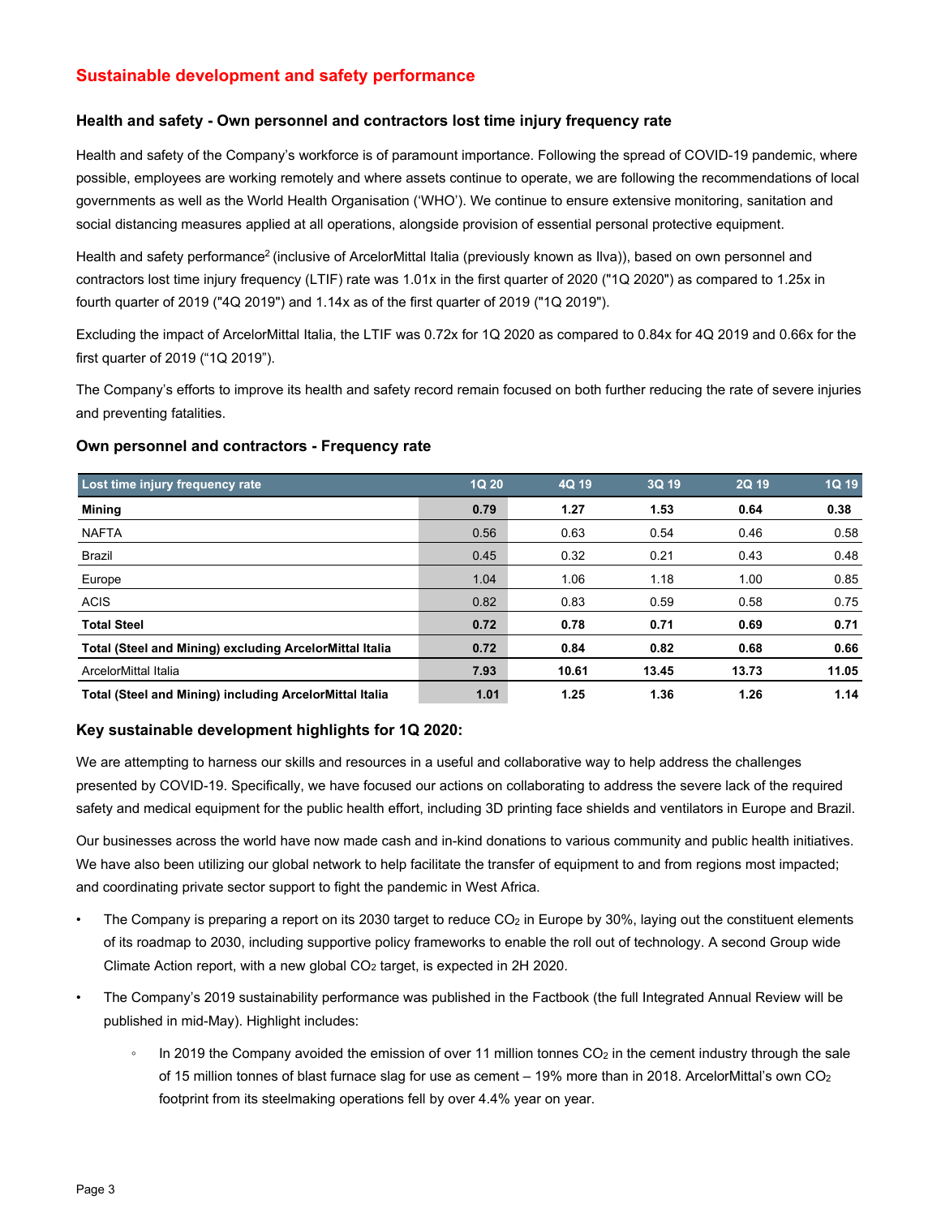## Sustainable development and safety performance

### Health and safety - Own personnel and contractors lost time injury frequency rate

Health and safety of the Company's workforce is of paramount importance. Following the spread of COVID-19 pandemic, where possible, employees are working remotely and where assets continue to operate, we are following the recommendations of local governments as well as the World Health Organisation ('WHO'). We continue to ensure extensive monitoring, sanitation and social distancing measures applied at all operations, alongside provision of essential personal protective equipment.

Health and safety performance[2] (inclusive of ArcelorMittal Italia (previously known as Ilva)), based on own personnel and contractors lost time injury frequency (LTIF) rate was 1.01x in the first quarter of 2020 ("1Q 2020") as compared to 1.25x in fourth quarter of 2019 ("4Q 2019") and 1.14x as of the first quarter of 2019 ("1Q 2019").

Excluding the impact of ArcelorMittal Italia, the LTIF was 0.72x for 1Q 2020 as compared to 0.84x for 4Q 2019 and 0.66x for the first quarter of 2019 ("1Q 2019").

The Company's efforts to improve its health and safety record remain focused on both further reducing the rate of severe injuries and preventing fatalities.

### Own personnel and contractors - Frequency rate

| Lost time injury frequency rate | 1Q 20 | 4Q 19 | 3Q 19 | 2Q 19 | 1Q 19 |
|---|---|---|---|---|---|
| **Mining** | **0.79** | **1.27** | **1.53** | **0.64** | **0.38** |
| NAFTA | 0.56 | 0.63 | 0.54 | 0.46 | 0.58 |
| Brazil | 0.45 | 0.32 | 0.21 | 0.43 | 0.48 |
| Europe | 1.04 | 1.06 | 1.18 | 1.00 | 0.85 |
| ACIS | 0.82 | 0.83 | 0.59 | 0.58 | 0.75 |
| **Total Steel** | **0.72** | **0.78** | **0.71** | **0.69** | **0.71** |
| **Total (Steel and Mining) excluding ArcelorMittal Italia** | **0.72** | **0.84** | **0.82** | **0.68** | **0.66** |
| ArcelorMittal Italia | 7.93 | 10.61 | 13.45 | 13.73 | 11.05 |
| **Total (Steel and Mining) including ArcelorMittal Italia** | **1.01** | **1.25** | **1.36** | **1.26** | **1.14** |

### Key sustainable development highlights for 1Q 2020:

We are attempting to harness our skills and resources in a useful and collaborative way to help address the challenges presented by COVID-19. Specifically, we have focused our actions on collaborating to address the severe lack of the required safety and medical equipment for the public health effort, including 3D printing face shields and ventilators in Europe and Brazil.

Our businesses across the world have now made cash and in-kind donations to various community and public health initiatives. We have also been utilizing our global network to help facilitate the transfer of equipment to and from regions most impacted; and coordinating private sector support to fight the pandemic in West Africa.

- The Company is preparing a report on its 2030 target to reduce $CO_2$ in Europe by 30%, laying out the constituent elements of its roadmap to 2030, including supportive policy frameworks to enable the roll out of technology. A second Group wide Climate Action report, with a new global $CO_2$ target, is expected in 2H 2020.
- The Company's 2019 sustainability performance was published in the Factbook (the full Integrated Annual Review will be published in mid-May). Highlight includes:
    - In 2019 the Company avoided the emission of over 11 million tonnes $CO_2$ in the cement industry through the sale of 15 million tonnes of blast furnace slag for use as cement – 19% more than in 2018. ArcelorMittal's own $CO_2$ footprint from its steelmaking operations fell by over 4.4% year on year.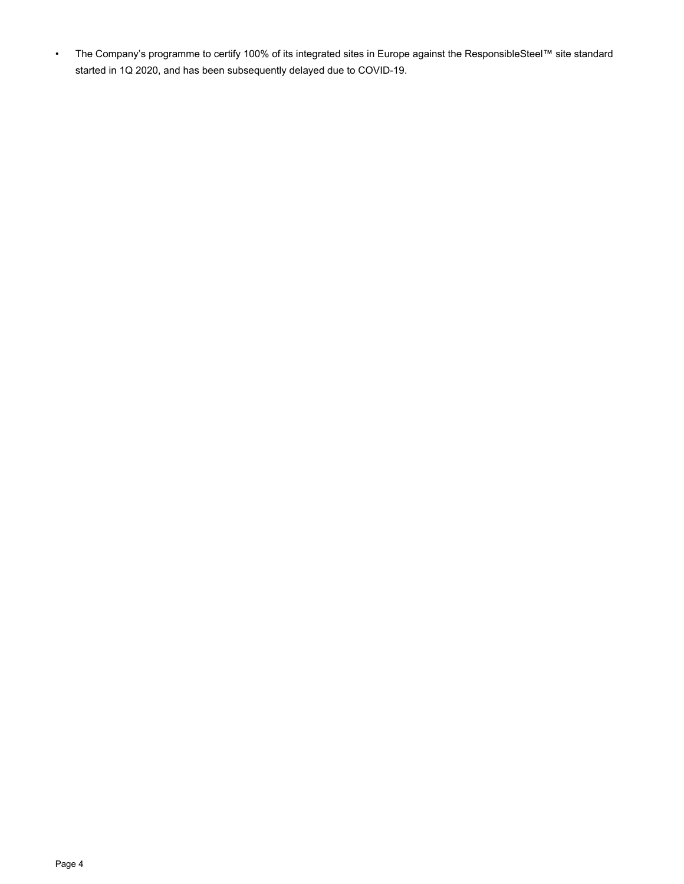- The Company's programme to certify 100% of its integrated sites in Europe against the ResponsibleSteel™ site standard started in 1Q 2020, and has been subsequently delayed due to COVID-19.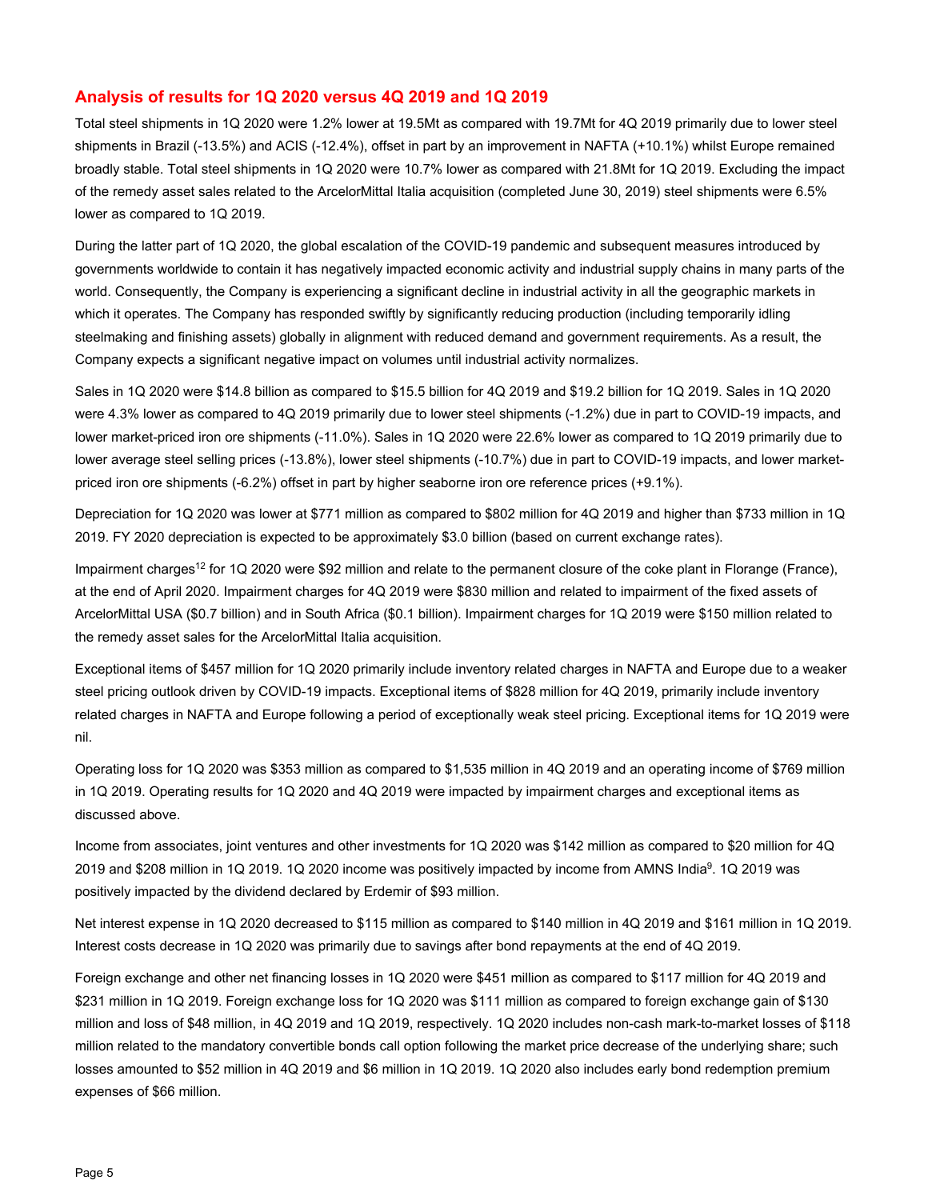## Analysis of results for 1Q 2020 versus 4Q 2019 and 1Q 2019

Total steel shipments in 1Q 2020 were 1.2% lower at 19.5Mt as compared with 19.7Mt for 4Q 2019 primarily due to lower steel shipments in Brazil (-13.5%) and ACIS (-12.4%), offset in part by an improvement in NAFTA (+10.1%) whilst Europe remained broadly stable. Total steel shipments in 1Q 2020 were 10.7% lower as compared with 21.8Mt for 1Q 2019. Excluding the impact of the remedy asset sales related to the ArcelorMittal Italia acquisition (completed June 30, 2019) steel shipments were 6.5% lower as compared to 1Q 2019.

During the latter part of 1Q 2020, the global escalation of the COVID-19 pandemic and subsequent measures introduced by governments worldwide to contain it has negatively impacted economic activity and industrial supply chains in many parts of the world. Consequently, the Company is experiencing a significant decline in industrial activity in all the geographic markets in which it operates. The Company has responded swiftly by significantly reducing production (including temporarily idling steelmaking and finishing assets) globally in alignment with reduced demand and government requirements. As a result, the Company expects a significant negative impact on volumes until industrial activity normalizes.

Sales in 1Q 2020 were $14.8 billion as compared to $15.5 billion for 4Q 2019 and $19.2 billion for 1Q 2019. Sales in 1Q 2020 were 4.3% lower as compared to 4Q 2019 primarily due to lower steel shipments (-1.2%) due in part to COVID-19 impacts, and lower market-priced iron ore shipments (-11.0%). Sales in 1Q 2020 were 22.6% lower as compared to 1Q 2019 primarily due to lower average steel selling prices (-13.8%), lower steel shipments (-10.7%) due in part to COVID-19 impacts, and lower market-priced iron ore shipments (-6.2%) offset in part by higher seaborne iron ore reference prices (+9.1%).

Depreciation for 1Q 2020 was lower at $771 million as compared to $802 million for 4Q 2019 and higher than $733 million in 1Q 2019. FY 2020 depreciation is expected to be approximately $3.0 billion (based on current exchange rates).

Impairment charges[12] for 1Q 2020 were $92 million and relate to the permanent closure of the coke plant in Florange (France), at the end of April 2020. Impairment charges for 4Q 2019 were $830 million and related to impairment of the fixed assets of ArcelorMittal USA ($0.7 billion) and in South Africa ($0.1 billion). Impairment charges for 1Q 2019 were $150 million related to the remedy asset sales for the ArcelorMittal Italia acquisition.

Exceptional items of $457 million for 1Q 2020 primarily include inventory related charges in NAFTA and Europe due to a weaker steel pricing outlook driven by COVID-19 impacts. Exceptional items of $828 million for 4Q 2019, primarily include inventory related charges in NAFTA and Europe following a period of exceptionally weak steel pricing. Exceptional items for 1Q 2019 were nil.

Operating loss for 1Q 2020 was $353 million as compared to $1,535 million in 4Q 2019 and an operating income of $769 million in 1Q 2019. Operating results for 1Q 2020 and 4Q 2019 were impacted by impairment charges and exceptional items as discussed above.

Income from associates, joint ventures and other investments for 1Q 2020 was $142 million as compared to $20 million for 4Q 2019 and $208 million in 1Q 2019. 1Q 2020 income was positively impacted by income from AMNS India[9]. 1Q 2019 was positively impacted by the dividend declared by Erdemir of $93 million.

Net interest expense in 1Q 2020 decreased to $115 million as compared to $140 million in 4Q 2019 and $161 million in 1Q 2019. Interest costs decrease in 1Q 2020 was primarily due to savings after bond repayments at the end of 4Q 2019.

Foreign exchange and other net financing losses in 1Q 2020 were $451 million as compared to $117 million for 4Q 2019 and $231 million in 1Q 2019. Foreign exchange loss for 1Q 2020 was $111 million as compared to foreign exchange gain of $130 million and loss of $48 million, in 4Q 2019 and 1Q 2019, respectively. 1Q 2020 includes non-cash mark-to-market losses of $118 million related to the mandatory convertible bonds call option following the market price decrease of the underlying share; such losses amounted to $52 million in 4Q 2019 and $6 million in 1Q 2019. 1Q 2020 also includes early bond redemption premium expenses of $66 million.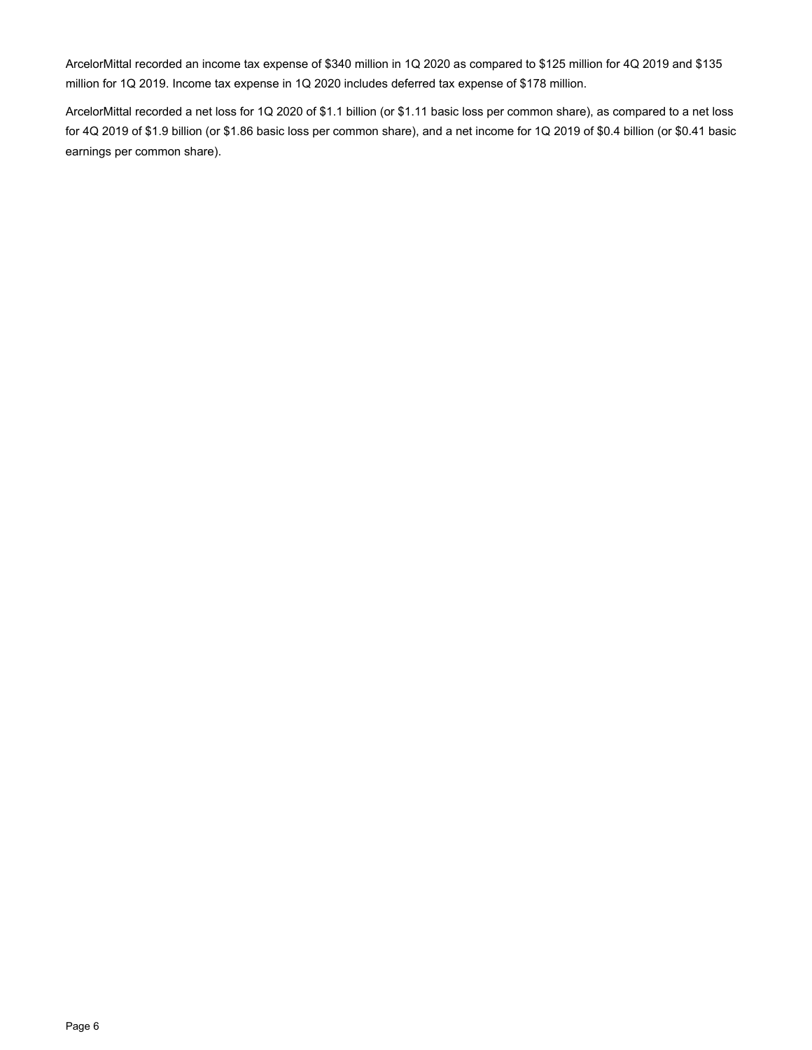ArcelorMittal recorded an income tax expense of $340 million in 1Q 2020 as compared to $125 million for 4Q 2019 and $135 million for 1Q 2019. Income tax expense in 1Q 2020 includes deferred tax expense of $178 million.

ArcelorMittal recorded a net loss for 1Q 2020 of $1.1 billion (or $1.11 basic loss per common share), as compared to a net loss for 4Q 2019 of $1.9 billion (or $1.86 basic loss per common share), and a net income for 1Q 2019 of $0.4 billion (or $0.41 basic earnings per common share).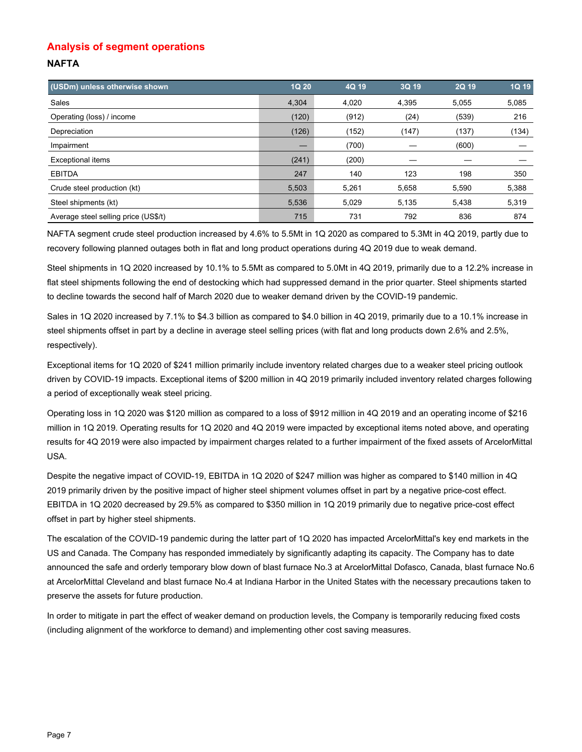## Analysis of segment operations

### NAFTA

| (USDm) unless otherwise shown | 1Q 20 | 4Q 19 | 3Q 19 | 2Q 19 | 1Q 19 |
|---|---|---|---|---|---|
| Sales | 4,304 | 4,020 | 4,395 | 5,055 | 5,085 |
| Operating (loss) / income | (120) | (912) | (24) | (539) | 216 |
| Depreciation | (126) | (152) | (147) | (137) | (134) |
| Impairment | — | (700) | — | (600) | — |
| Exceptional items | (241) | (200) | — | — | — |
| EBITDA | 247 | 140 | 123 | 198 | 350 |
| Crude steel production (kt) | 5,503 | 5,261 | 5,658 | 5,590 | 5,388 |
| Steel shipments (kt) | 5,536 | 5,029 | 5,135 | 5,438 | 5,319 |
| Average steel selling price (US$/t) | 715 | 731 | 792 | 836 | 874 |

NAFTA segment crude steel production increased by 4.6% to 5.5Mt in 1Q 2020 as compared to 5.3Mt in 4Q 2019, partly due to recovery following planned outages both in flat and long product operations during 4Q 2019 due to weak demand.

Steel shipments in 1Q 2020 increased by 10.1% to 5.5Mt as compared to 5.0Mt in 4Q 2019, primarily due to a 12.2% increase in flat steel shipments following the end of destocking which had suppressed demand in the prior quarter. Steel shipments started to decline towards the second half of March 2020 due to weaker demand driven by the COVID-19 pandemic.

Sales in 1Q 2020 increased by 7.1% to $4.3 billion as compared to $4.0 billion in 4Q 2019, primarily due to a 10.1% increase in steel shipments offset in part by a decline in average steel selling prices (with flat and long products down 2.6% and 2.5%, respectively).

Exceptional items for 1Q 2020 of $241 million primarily include inventory related charges due to a weaker steel pricing outlook driven by COVID-19 impacts. Exceptional items of $200 million in 4Q 2019 primarily included inventory related charges following a period of exceptionally weak steel pricing.

Operating loss in 1Q 2020 was $120 million as compared to a loss of $912 million in 4Q 2019 and an operating income of $216 million in 1Q 2019. Operating results for 1Q 2020 and 4Q 2019 were impacted by exceptional items noted above, and operating results for 4Q 2019 were also impacted by impairment charges related to a further impairment of the fixed assets of ArcelorMittal USA.

Despite the negative impact of COVID-19, EBITDA in 1Q 2020 of $247 million was higher as compared to $140 million in 4Q 2019 primarily driven by the positive impact of higher steel shipment volumes offset in part by a negative price-cost effect. EBITDA in 1Q 2020 decreased by 29.5% as compared to $350 million in 1Q 2019 primarily due to negative price-cost effect offset in part by higher steel shipments.

The escalation of the COVID-19 pandemic during the latter part of 1Q 2020 has impacted ArcelorMittal's key end markets in the US and Canada. The Company has responded immediately by significantly adapting its capacity. The Company has to date announced the safe and orderly temporary blow down of blast furnace No.3 at ArcelorMittal Dofasco, Canada, blast furnace No.6 at ArcelorMittal Cleveland and blast furnace No.4 at Indiana Harbor in the United States with the necessary precautions taken to preserve the assets for future production.

In order to mitigate in part the effect of weaker demand on production levels, the Company is temporarily reducing fixed costs (including alignment of the workforce to demand) and implementing other cost saving measures.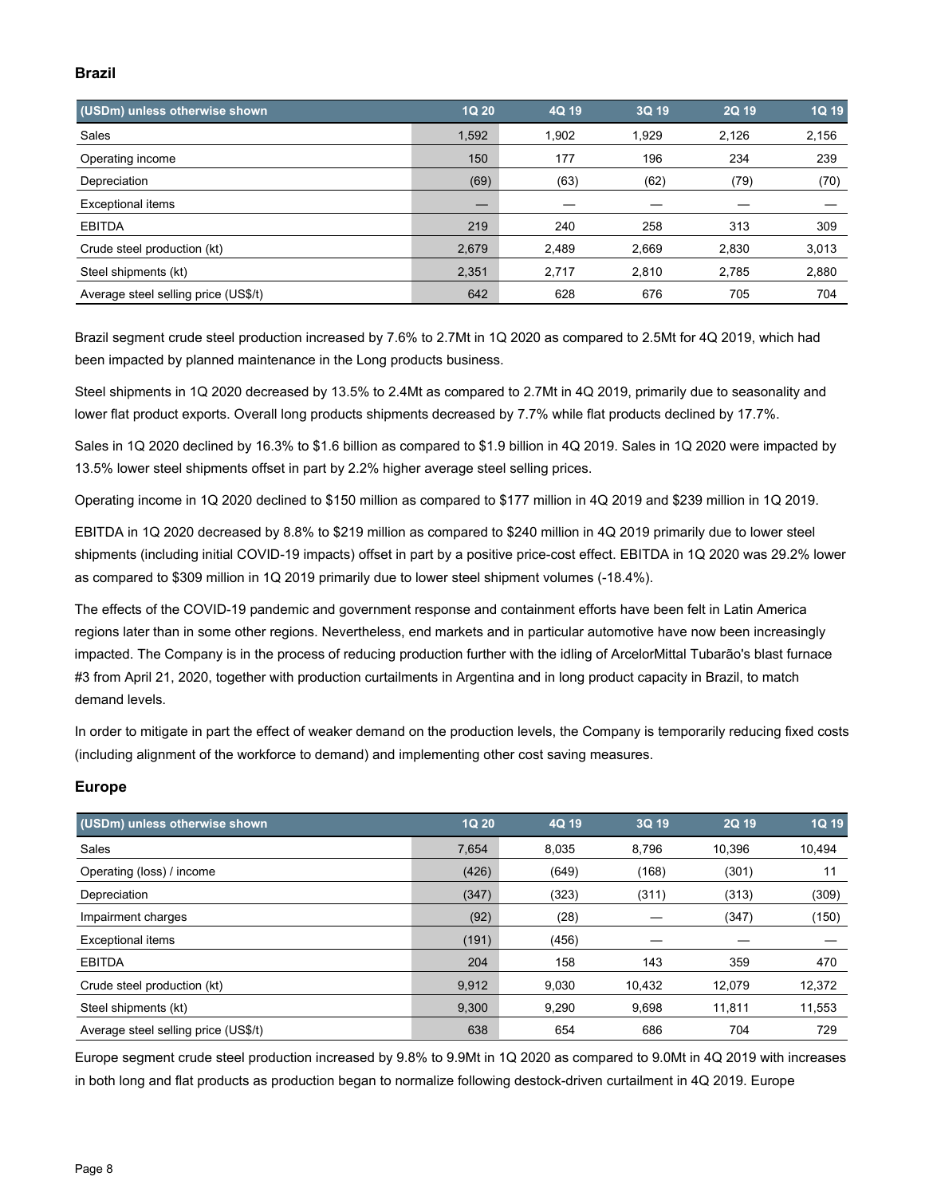## Brazil

| (USDm) unless otherwise shown | 1Q 20 | 4Q 19 | 3Q 19 | 2Q 19 | 1Q 19 |
|---|---|---|---|---|---|
| Sales | 1,592 | 1,902 | 1,929 | 2,126 | 2,156 |
| Operating income | 150 | 177 | 196 | 234 | 239 |
| Depreciation | (69) | (63) | (62) | (79) | (70) |
| Exceptional items | — | — | — | — | — |
| EBITDA | 219 | 240 | 258 | 313 | 309 |
| Crude steel production (kt) | 2,679 | 2,489 | 2,669 | 2,830 | 3,013 |
| Steel shipments (kt) | 2,351 | 2,717 | 2,810 | 2,785 | 2,880 |
| Average steel selling price (US$/t) | 642 | 628 | 676 | 705 | 704 |

Brazil segment crude steel production increased by 7.6% to 2.7Mt in 1Q 2020 as compared to 2.5Mt for 4Q 2019, which had been impacted by planned maintenance in the Long products business.

Steel shipments in 1Q 2020 decreased by 13.5% to 2.4Mt as compared to 2.7Mt in 4Q 2019, primarily due to seasonality and lower flat product exports. Overall long products shipments decreased by 7.7% while flat products declined by 17.7%.

Sales in 1Q 2020 declined by 16.3% to $1.6 billion as compared to $1.9 billion in 4Q 2019. Sales in 1Q 2020 were impacted by 13.5% lower steel shipments offset in part by 2.2% higher average steel selling prices.

Operating income in 1Q 2020 declined to $150 million as compared to $177 million in 4Q 2019 and $239 million in 1Q 2019.

EBITDA in 1Q 2020 decreased by 8.8% to $219 million as compared to $240 million in 4Q 2019 primarily due to lower steel shipments (including initial COVID-19 impacts) offset in part by a positive price-cost effect. EBITDA in 1Q 2020 was 29.2% lower as compared to $309 million in 1Q 2019 primarily due to lower steel shipment volumes (-18.4%).

The effects of the COVID-19 pandemic and government response and containment efforts have been felt in Latin America regions later than in some other regions. Nevertheless, end markets and in particular automotive have now been increasingly impacted. The Company is in the process of reducing production further with the idling of ArcelorMittal Tubarão's blast furnace #3 from April 21, 2020, together with production curtailments in Argentina and in long product capacity in Brazil, to match demand levels.

In order to mitigate in part the effect of weaker demand on the production levels, the Company is temporarily reducing fixed costs (including alignment of the workforce to demand) and implementing other cost saving measures.

## Europe

| (USDm) unless otherwise shown | 1Q 20 | 4Q 19 | 3Q 19 | 2Q 19 | 1Q 19 |
|---|---|---|---|---|---|
| Sales | 7,654 | 8,035 | 8,796 | 10,396 | 10,494 |
| Operating (loss) / income | (426) | (649) | (168) | (301) | 11 |
| Depreciation | (347) | (323) | (311) | (313) | (309) |
| Impairment charges | (92) | (28) | — | (347) | (150) |
| Exceptional items | (191) | (456) | — | — | — |
| EBITDA | 204 | 158 | 143 | 359 | 470 |
| Crude steel production (kt) | 9,912 | 9,030 | 10,432 | 12,079 | 12,372 |
| Steel shipments (kt) | 9,300 | 9,290 | 9,698 | 11,811 | 11,553 |
| Average steel selling price (US$/t) | 638 | 654 | 686 | 704 | 729 |

Europe segment crude steel production increased by 9.8% to 9.9Mt in 1Q 2020 as compared to 9.0Mt in 4Q 2019 with increases in both long and flat products as production began to normalize following destock-driven curtailment in 4Q 2019. Europe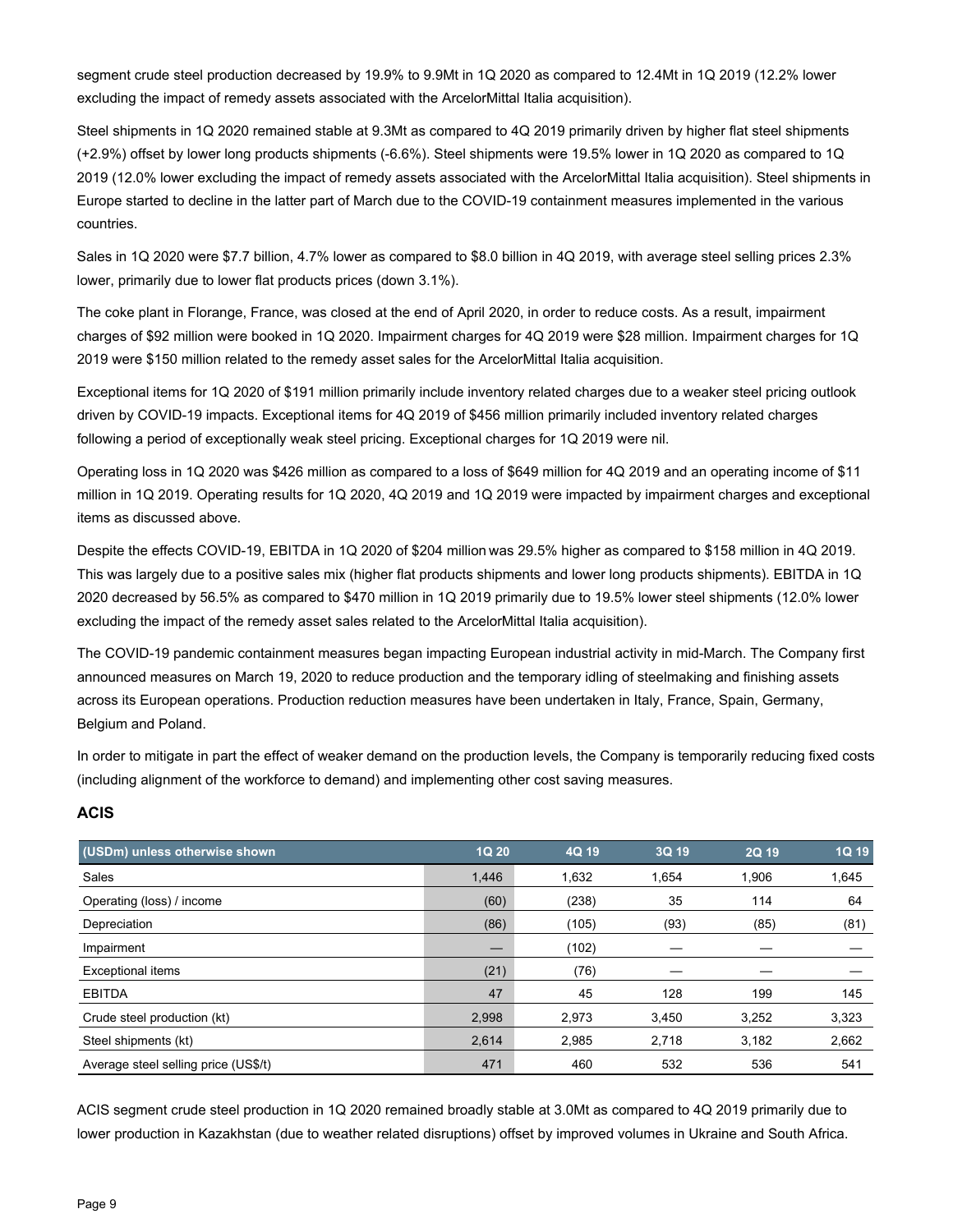segment crude steel production decreased by 19.9% to 9.9Mt in 1Q 2020 as compared to 12.4Mt in 1Q 2019 (12.2% lower excluding the impact of remedy assets associated with the ArcelorMittal Italia acquisition).

Steel shipments in 1Q 2020 remained stable at 9.3Mt as compared to 4Q 2019 primarily driven by higher flat steel shipments (+2.9%) offset by lower long products shipments (-6.6%). Steel shipments were 19.5% lower in 1Q 2020 as compared to 1Q 2019 (12.0% lower excluding the impact of remedy assets associated with the ArcelorMittal Italia acquisition). Steel shipments in Europe started to decline in the latter part of March due to the COVID-19 containment measures implemented in the various countries.

Sales in 1Q 2020 were $7.7 billion, 4.7% lower as compared to $8.0 billion in 4Q 2019, with average steel selling prices 2.3% lower, primarily due to lower flat products prices (down 3.1%).

The coke plant in Florange, France, was closed at the end of April 2020, in order to reduce costs. As a result, impairment charges of $92 million were booked in 1Q 2020. Impairment charges for 4Q 2019 were $28 million. Impairment charges for 1Q 2019 were $150 million related to the remedy asset sales for the ArcelorMittal Italia acquisition.

Exceptional items for 1Q 2020 of $191 million primarily include inventory related charges due to a weaker steel pricing outlook driven by COVID-19 impacts. Exceptional items for 4Q 2019 of $456 million primarily included inventory related charges following a period of exceptionally weak steel pricing. Exceptional charges for 1Q 2019 were nil.

Operating loss in 1Q 2020 was $426 million as compared to a loss of $649 million for 4Q 2019 and an operating income of $11 million in 1Q 2019. Operating results for 1Q 2020, 4Q 2019 and 1Q 2019 were impacted by impairment charges and exceptional items as discussed above.

Despite the effects COVID-19, EBITDA in 1Q 2020 of $204 million was 29.5% higher as compared to $158 million in 4Q 2019. This was largely due to a positive sales mix (higher flat products shipments and lower long products shipments). EBITDA in 1Q 2020 decreased by 56.5% as compared to $470 million in 1Q 2019 primarily due to 19.5% lower steel shipments (12.0% lower excluding the impact of the remedy asset sales related to the ArcelorMittal Italia acquisition).

The COVID-19 pandemic containment measures began impacting European industrial activity in mid-March. The Company first announced measures on March 19, 2020 to reduce production and the temporary idling of steelmaking and finishing assets across its European operations. Production reduction measures have been undertaken in Italy, France, Spain, Germany, Belgium and Poland.

In order to mitigate in part the effect of weaker demand on the production levels, the Company is temporarily reducing fixed costs (including alignment of the workforce to demand) and implementing other cost saving measures.

## ACIS

| (USDm) unless otherwise shown | 1Q 20 | 4Q 19 | 3Q 19 | 2Q 19 | 1Q 19 |
|---|---|---|---|---|---|
| Sales | 1,446 | 1,632 | 1,654 | 1,906 | 1,645 |
| Operating (loss) / income | (60) | (238) | 35 | 114 | 64 |
| Depreciation | (86) | (105) | (93) | (85) | (81) |
| Impairment | — | (102) | — | — | — |
| Exceptional items | (21) | (76) | — | — | — |
| EBITDA | 47 | 45 | 128 | 199 | 145 |
| Crude steel production (kt) | 2,998 | 2,973 | 3,450 | 3,252 | 3,323 |
| Steel shipments (kt) | 2,614 | 2,985 | 2,718 | 3,182 | 2,662 |
| Average steel selling price (US$/t) | 471 | 460 | 532 | 536 | 541 |

ACIS segment crude steel production in 1Q 2020 remained broadly stable at 3.0Mt as compared to 4Q 2019 primarily due to lower production in Kazakhstan (due to weather related disruptions) offset by improved volumes in Ukraine and South Africa.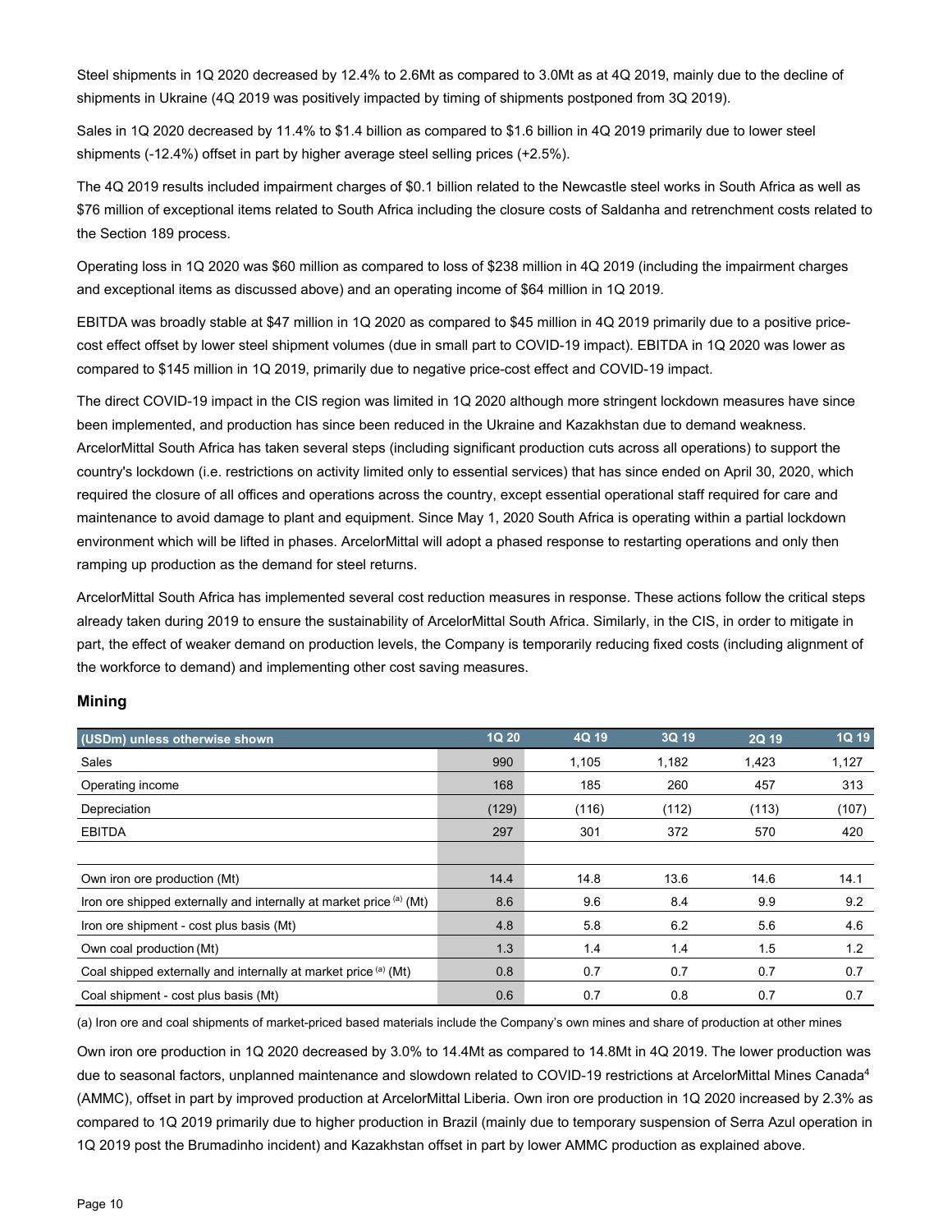Steel shipments in 1Q 2020 decreased by 12.4% to 2.6Mt as compared to 3.0Mt as at 4Q 2019, mainly due to the decline of shipments in Ukraine (4Q 2019 was positively impacted by timing of shipments postponed from 3Q 2019).

Sales in 1Q 2020 decreased by 11.4% to $1.4 billion as compared to $1.6 billion in 4Q 2019 primarily due to lower steel shipments (-12.4%) offset in part by higher average steel selling prices (+2.5%).

The 4Q 2019 results included impairment charges of $0.1 billion related to the Newcastle steel works in South Africa as well as $76 million of exceptional items related to South Africa including the closure costs of Saldanha and retrenchment costs related to the Section 189 process.

Operating loss in 1Q 2020 was $60 million as compared to loss of $238 million in 4Q 2019 (including the impairment charges and exceptional items as discussed above) and an operating income of $64 million in 1Q 2019.

EBITDA was broadly stable at $47 million in 1Q 2020 as compared to $45 million in 4Q 2019 primarily due to a positive price-cost effect offset by lower steel shipment volumes (due in small part to COVID-19 impact). EBITDA in 1Q 2020 was lower as compared to $145 million in 1Q 2019, primarily due to negative price-cost effect and COVID-19 impact.

The direct COVID-19 impact in the CIS region was limited in 1Q 2020 although more stringent lockdown measures have since been implemented, and production has since been reduced in the Ukraine and Kazakhstan due to demand weakness. ArcelorMittal South Africa has taken several steps (including significant production cuts across all operations) to support the country's lockdown (i.e. restrictions on activity limited only to essential services) that has since ended on April 30, 2020, which required the closure of all offices and operations across the country, except essential operational staff required for care and maintenance to avoid damage to plant and equipment. Since May 1, 2020 South Africa is operating within a partial lockdown environment which will be lifted in phases. ArcelorMittal will adopt a phased response to restarting operations and only then ramping up production as the demand for steel returns.

ArcelorMittal South Africa has implemented several cost reduction measures in response. These actions follow the critical steps already taken during 2019 to ensure the sustainability of ArcelorMittal South Africa. Similarly, in the CIS, in order to mitigate in part, the effect of weaker demand on production levels, the Company is temporarily reducing fixed costs (including alignment of the workforce to demand) and implementing other cost saving measures.

## Mining

| (USDm) unless otherwise shown | 1Q 20 | 4Q 19 | 3Q 19 | 2Q 19 | 1Q 19 |
|---|---|---|---|---|---|
| Sales | 990 | 1,105 | 1,182 | 1,423 | 1,127 |
| Operating income | 168 | 185 | 260 | 457 | 313 |
| Depreciation | (129) | (116) | (112) | (113) | (107) |
| EBITDA | 297 | 301 | 372 | 570 | 420 |
| | | | | | |
| Own iron ore production (Mt) | 14.4 | 14.8 | 13.6 | 14.6 | 14.1 |
| Iron ore shipped externally and internally at market price [(a)] (Mt) | 8.6 | 9.6 | 8.4 | 9.9 | 9.2 |
| Iron ore shipment - cost plus basis (Mt) | 4.8 | 5.8 | 6.2 | 5.6 | 4.6 |
| Own coal production (Mt) | 1.3 | 1.4 | 1.4 | 1.5 | 1.2 |
| Coal shipped externally and internally at market price [(a)] (Mt) | 0.8 | 0.7 | 0.7 | 0.7 | 0.7 |
| Coal shipment - cost plus basis (Mt) | 0.6 | 0.7 | 0.8 | 0.7 | 0.7 |

(a) Iron ore and coal shipments of market-priced based materials include the Company's own mines and share of production at other mines

Own iron ore production in 1Q 2020 decreased by 3.0% to 14.4Mt as compared to 14.8Mt in 4Q 2019. The lower production was due to seasonal factors, unplanned maintenance and slowdown related to COVID-19 restrictions at ArcelorMittal Mines Canada[4] (AMMC), offset in part by improved production at ArcelorMittal Liberia. Own iron ore production in 1Q 2020 increased by 2.3% as compared to 1Q 2019 primarily due to higher production in Brazil (mainly due to temporary suspension of Serra Azul operation in 1Q 2019 post the Brumadinho incident) and Kazakhstan offset in part by lower AMMC production as explained above.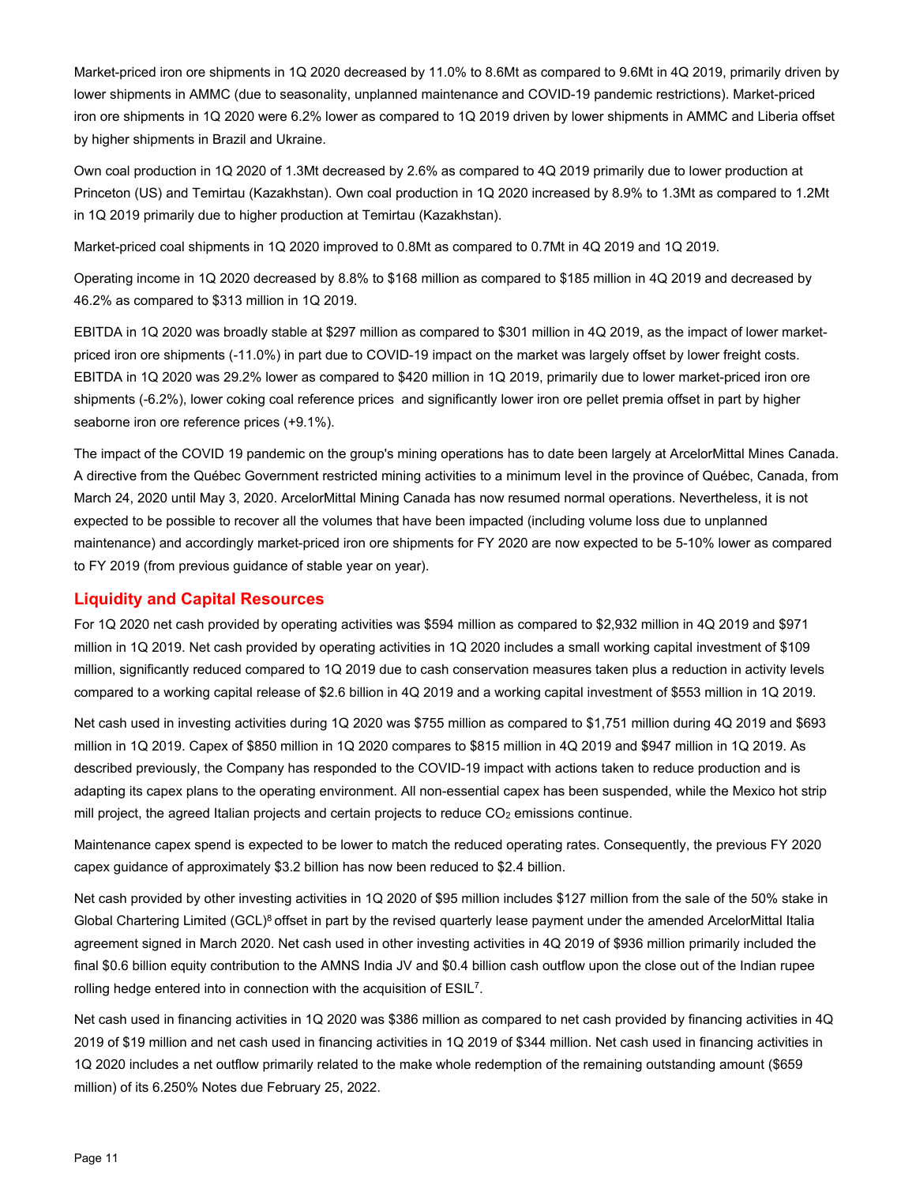Market-priced iron ore shipments in 1Q 2020 decreased by 11.0% to 8.6Mt as compared to 9.6Mt in 4Q 2019, primarily driven by lower shipments in AMMC (due to seasonality, unplanned maintenance and COVID-19 pandemic restrictions). Market-priced iron ore shipments in 1Q 2020 were 6.2% lower as compared to 1Q 2019 driven by lower shipments in AMMC and Liberia offset by higher shipments in Brazil and Ukraine.

Own coal production in 1Q 2020 of 1.3Mt decreased by 2.6% as compared to 4Q 2019 primarily due to lower production at Princeton (US) and Temirtau (Kazakhstan). Own coal production in 1Q 2020 increased by 8.9% to 1.3Mt as compared to 1.2Mt in 1Q 2019 primarily due to higher production at Temirtau (Kazakhstan).

Market-priced coal shipments in 1Q 2020 improved to 0.8Mt as compared to 0.7Mt in 4Q 2019 and 1Q 2019.

Operating income in 1Q 2020 decreased by 8.8% to $168 million as compared to $185 million in 4Q 2019 and decreased by 46.2% as compared to $313 million in 1Q 2019.

EBITDA in 1Q 2020 was broadly stable at $297 million as compared to $301 million in 4Q 2019, as the impact of lower market-priced iron ore shipments (-11.0%) in part due to COVID-19 impact on the market was largely offset by lower freight costs. EBITDA in 1Q 2020 was 29.2% lower as compared to $420 million in 1Q 2019, primarily due to lower market-priced iron ore shipments (-6.2%), lower coking coal reference prices and significantly lower iron ore pellet premia offset in part by higher seaborne iron ore reference prices (+9.1%).

The impact of the COVID 19 pandemic on the group's mining operations has to date been largely at ArcelorMittal Mines Canada. A directive from the Québec Government restricted mining activities to a minimum level in the province of Québec, Canada, from March 24, 2020 until May 3, 2020. ArcelorMittal Mining Canada has now resumed normal operations. Nevertheless, it is not expected to be possible to recover all the volumes that have been impacted (including volume loss due to unplanned maintenance) and accordingly market-priced iron ore shipments for FY 2020 are now expected to be 5-10% lower as compared to FY 2019 (from previous guidance of stable year on year).

## Liquidity and Capital Resources

For 1Q 2020 net cash provided by operating activities was $594 million as compared to $2,932 million in 4Q 2019 and $971 million in 1Q 2019. Net cash provided by operating activities in 1Q 2020 includes a small working capital investment of $109 million, significantly reduced compared to 1Q 2019 due to cash conservation measures taken plus a reduction in activity levels compared to a working capital release of $2.6 billion in 4Q 2019 and a working capital investment of $553 million in 1Q 2019.

Net cash used in investing activities during 1Q 2020 was $755 million as compared to $1,751 million during 4Q 2019 and $693 million in 1Q 2019. Capex of $850 million in 1Q 2020 compares to $815 million in 4Q 2019 and $947 million in 1Q 2019. As described previously, the Company has responded to the COVID-19 impact with actions taken to reduce production and is adapting its capex plans to the operating environment. All non-essential capex has been suspended, while the Mexico hot strip mill project, the agreed Italian projects and certain projects to reduce $CO_2$ emissions continue.

Maintenance capex spend is expected to be lower to match the reduced operating rates. Consequently, the previous FY 2020 capex guidance of approximately $3.2 billion has now been reduced to $2.4 billion.

Net cash provided by other investing activities in 1Q 2020 of $95 million includes $127 million from the sale of the 50% stake in Global Chartering Limited (GCL)[8] offset in part by the revised quarterly lease payment under the amended ArcelorMittal Italia agreement signed in March 2020. Net cash used in other investing activities in 4Q 2019 of $936 million primarily included the final $0.6 billion equity contribution to the AMNS India JV and $0.4 billion cash outflow upon the close out of the Indian rupee rolling hedge entered into in connection with the acquisition of ESIL[7].

Net cash used in financing activities in 1Q 2020 was $386 million as compared to net cash provided by financing activities in 4Q 2019 of $19 million and net cash used in financing activities in 1Q 2019 of $344 million. Net cash used in financing activities in 1Q 2020 includes a net outflow primarily related to the make whole redemption of the remaining outstanding amount ($659 million) of its 6.250% Notes due February 25, 2022.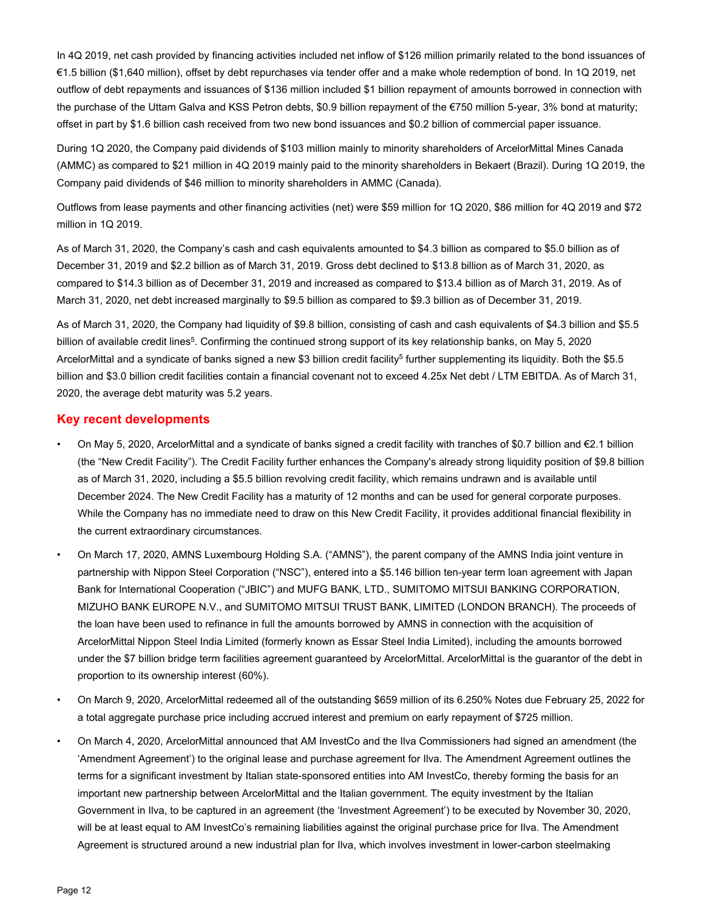In 4Q 2019, net cash provided by financing activities included net inflow of $126 million primarily related to the bond issuances of €1.5 billion ($1,640 million), offset by debt repurchases via tender offer and a make whole redemption of bond. In 1Q 2019, net outflow of debt repayments and issuances of $136 million included $1 billion repayment of amounts borrowed in connection with the purchase of the Uttam Galva and KSS Petron debts, $0.9 billion repayment of the €750 million 5-year, 3% bond at maturity; offset in part by $1.6 billion cash received from two new bond issuances and $0.2 billion of commercial paper issuance.

During 1Q 2020, the Company paid dividends of $103 million mainly to minority shareholders of ArcelorMittal Mines Canada (AMMC) as compared to $21 million in 4Q 2019 mainly paid to the minority shareholders in Bekaert (Brazil). During 1Q 2019, the Company paid dividends of $46 million to minority shareholders in AMMC (Canada).

Outflows from lease payments and other financing activities (net) were $59 million for 1Q 2020, $86 million for 4Q 2019 and $72 million in 1Q 2019.

As of March 31, 2020, the Company's cash and cash equivalents amounted to $4.3 billion as compared to $5.0 billion as of December 31, 2019 and $2.2 billion as of March 31, 2019. Gross debt declined to $13.8 billion as of March 31, 2020, as compared to $14.3 billion as of December 31, 2019 and increased as compared to $13.4 billion as of March 31, 2019. As of March 31, 2020, net debt increased marginally to $9.5 billion as compared to $9.3 billion as of December 31, 2019.

As of March 31, 2020, the Company had liquidity of $9.8 billion, consisting of cash and cash equivalents of $4.3 billion and $5.5 billion of available credit lines[5]. Confirming the continued strong support of its key relationship banks, on May 5, 2020 ArcelorMittal and a syndicate of banks signed a new $3 billion credit facility[5] further supplementing its liquidity. Both the $5.5 billion and $3.0 billion credit facilities contain a financial covenant not to exceed 4.25x Net debt / LTM EBITDA. As of March 31, 2020, the average debt maturity was 5.2 years.

## Key recent developments

- On May 5, 2020, ArcelorMittal and a syndicate of banks signed a credit facility with tranches of $0.7 billion and €2.1 billion (the "New Credit Facility"). The Credit Facility further enhances the Company's already strong liquidity position of $9.8 billion as of March 31, 2020, including a $5.5 billion revolving credit facility, which remains undrawn and is available until December 2024. The New Credit Facility has a maturity of 12 months and can be used for general corporate purposes. While the Company has no immediate need to draw on this New Credit Facility, it provides additional financial flexibility in the current extraordinary circumstances.
- On March 17, 2020, AMNS Luxembourg Holding S.A. ("AMNS"), the parent company of the AMNS India joint venture in partnership with Nippon Steel Corporation ("NSC"), entered into a $5.146 billion ten-year term loan agreement with Japan Bank for International Cooperation ("JBIC") and MUFG BANK, LTD., SUMITOMO MITSUI BANKING CORPORATION, MIZUHO BANK EUROPE N.V., and SUMITOMO MITSUI TRUST BANK, LIMITED (LONDON BRANCH). The proceeds of the loan have been used to refinance in full the amounts borrowed by AMNS in connection with the acquisition of ArcelorMittal Nippon Steel India Limited (formerly known as Essar Steel India Limited), including the amounts borrowed under the $7 billion bridge term facilities agreement guaranteed by ArcelorMittal. ArcelorMittal is the guarantor of the debt in proportion to its ownership interest (60%).
- On March 9, 2020, ArcelorMittal redeemed all of the outstanding $659 million of its 6.250% Notes due February 25, 2022 for a total aggregate purchase price including accrued interest and premium on early repayment of $725 million.
- On March 4, 2020, ArcelorMittal announced that AM InvestCo and the Ilva Commissioners had signed an amendment (the 'Amendment Agreement') to the original lease and purchase agreement for Ilva. The Amendment Agreement outlines the terms for a significant investment by Italian state-sponsored entities into AM InvestCo, thereby forming the basis for an important new partnership between ArcelorMittal and the Italian government. The equity investment by the Italian Government in Ilva, to be captured in an agreement (the 'Investment Agreement') to be executed by November 30, 2020, will be at least equal to AM InvestCo's remaining liabilities against the original purchase price for Ilva. The Amendment Agreement is structured around a new industrial plan for Ilva, which involves investment in lower-carbon steelmaking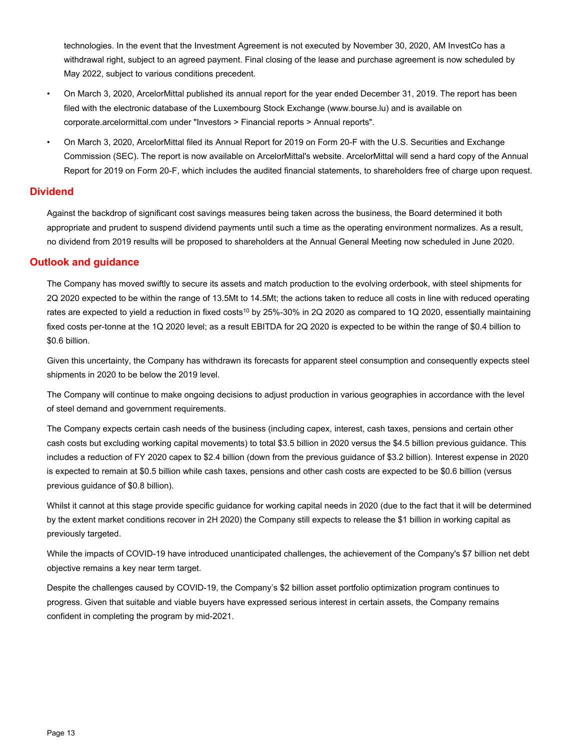technologies. In the event that the Investment Agreement is not executed by November 30, 2020, AM InvestCo has a withdrawal right, subject to an agreed payment. Final closing of the lease and purchase agreement is now scheduled by May 2022, subject to various conditions precedent.

- On March 3, 2020, ArcelorMittal published its annual report for the year ended December 31, 2019. The report has been filed with the electronic database of the Luxembourg Stock Exchange (www.bourse.lu) and is available on corporate.arcelormittal.com under "Investors > Financial reports > Annual reports".
- On March 3, 2020, ArcelorMittal filed its Annual Report for 2019 on Form 20-F with the U.S. Securities and Exchange Commission (SEC). The report is now available on ArcelorMittal's website. ArcelorMittal will send a hard copy of the Annual Report for 2019 on Form 20-F, which includes the audited financial statements, to shareholders free of charge upon request.

## Dividend

Against the backdrop of significant cost savings measures being taken across the business, the Board determined it both appropriate and prudent to suspend dividend payments until such a time as the operating environment normalizes. As a result, no dividend from 2019 results will be proposed to shareholders at the Annual General Meeting now scheduled in June 2020.

## Outlook and guidance

The Company has moved swiftly to secure its assets and match production to the evolving orderbook, with steel shipments for 2Q 2020 expected to be within the range of 13.5Mt to 14.5Mt; the actions taken to reduce all costs in line with reduced operating rates are expected to yield a reduction in fixed costs[10] by 25%-30% in 2Q 2020 as compared to 1Q 2020, essentially maintaining fixed costs per-tonne at the 1Q 2020 level; as a result EBITDA for 2Q 2020 is expected to be within the range of $0.4 billion to $0.6 billion.

Given this uncertainty, the Company has withdrawn its forecasts for apparent steel consumption and consequently expects steel shipments in 2020 to be below the 2019 level.

The Company will continue to make ongoing decisions to adjust production in various geographies in accordance with the level of steel demand and government requirements.

The Company expects certain cash needs of the business (including capex, interest, cash taxes, pensions and certain other cash costs but excluding working capital movements) to total $3.5 billion in 2020 versus the $4.5 billion previous guidance. This includes a reduction of FY 2020 capex to $2.4 billion (down from the previous guidance of $3.2 billion). Interest expense in 2020 is expected to remain at $0.5 billion while cash taxes, pensions and other cash costs are expected to be $0.6 billion (versus previous guidance of $0.8 billion).

Whilst it cannot at this stage provide specific guidance for working capital needs in 2020 (due to the fact that it will be determined by the extent market conditions recover in 2H 2020) the Company still expects to release the $1 billion in working capital as previously targeted.

While the impacts of COVID-19 have introduced unanticipated challenges, the achievement of the Company's $7 billion net debt objective remains a key near term target.

Despite the challenges caused by COVID-19, the Company’s $2 billion asset portfolio optimization program continues to progress. Given that suitable and viable buyers have expressed serious interest in certain assets, the Company remains confident in completing the program by mid-2021.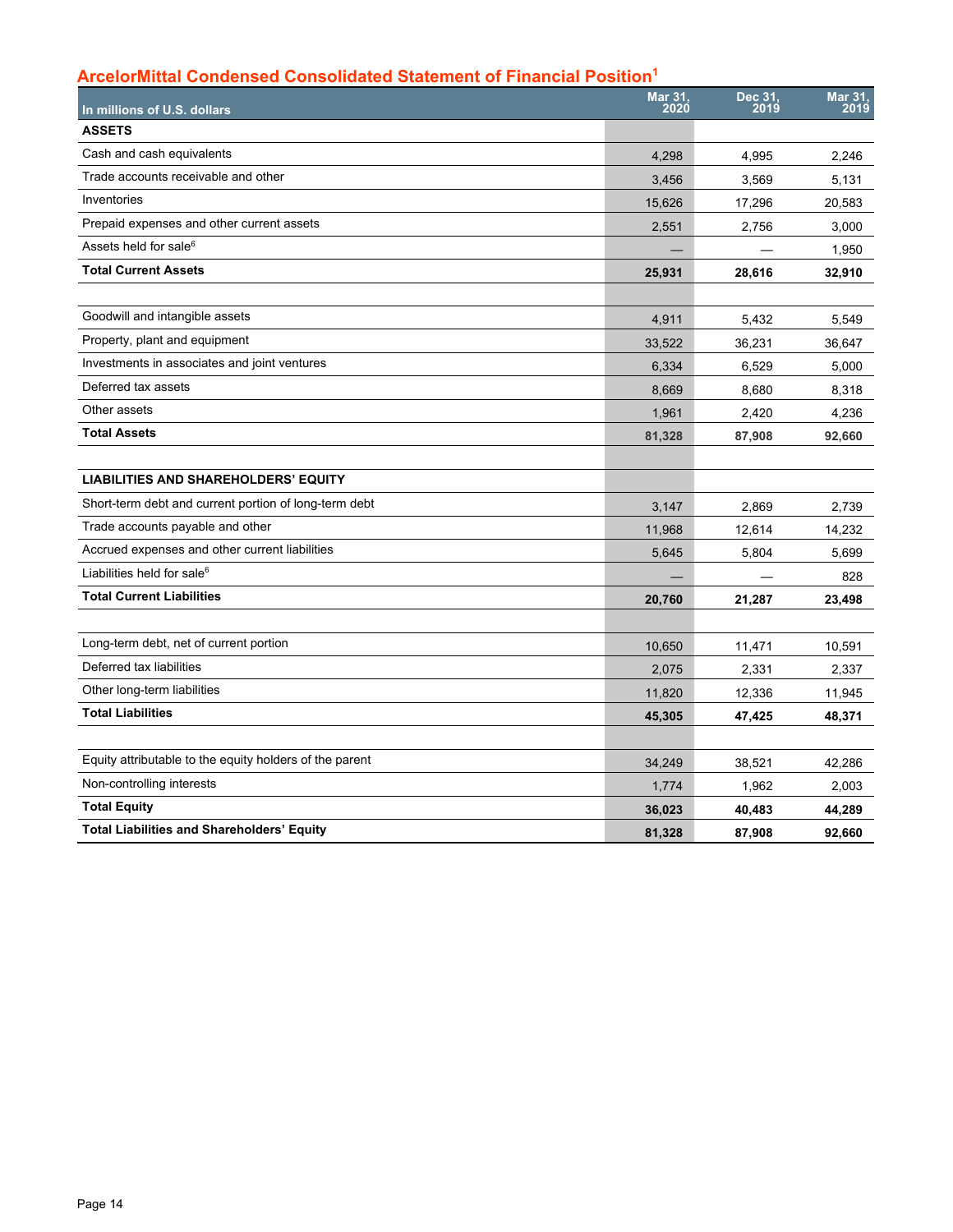## ArcelorMittal Condensed Consolidated Statement of Financial Position[1]

| In millions of U.S. dollars | Mar 31, 2020 | Dec 31, 2019 | Mar 31, 2019 |
|---|---|---|---|
| **ASSETS** | | | |
| Cash and cash equivalents | 4,298 | 4,995 | 2,246 |
| Trade accounts receivable and other | 3,456 | 3,569 | 5,131 |
| Inventories | 15,626 | 17,296 | 20,583 |
| Prepaid expenses and other current assets | 2,551 | 2,756 | 3,000 |
| Assets held for sale[6] | — | — | 1,950 |
| **Total Current Assets** | **25,931** | **28,616** | **32,910** |
| | | | |
| Goodwill and intangible assets | 4,911 | 5,432 | 5,549 |
| Property, plant and equipment | 33,522 | 36,231 | 36,647 |
| Investments in associates and joint ventures | 6,334 | 6,529 | 5,000 |
| Deferred tax assets | 8,669 | 8,680 | 8,318 |
| Other assets | 1,961 | 2,420 | 4,236 |
| **Total Assets** | **81,328** | **87,908** | **92,660** |
| | | | |
| **LIABILITIES AND SHAREHOLDERS' EQUITY** | | | |
| Short-term debt and current portion of long-term debt | 3,147 | 2,869 | 2,739 |
| Trade accounts payable and other | 11,968 | 12,614 | 14,232 |
| Accrued expenses and other current liabilities | 5,645 | 5,804 | 5,699 |
| Liabilities held for sale[6] | — | — | 828 |
| **Total Current Liabilities** | **20,760** | **21,287** | **23,498** |
| | | | |
| Long-term debt, net of current portion | 10,650 | 11,471 | 10,591 |
| Deferred tax liabilities | 2,075 | 2,331 | 2,337 |
| Other long-term liabilities | 11,820 | 12,336 | 11,945 |
| **Total Liabilities** | **45,305** | **47,425** | **48,371** |
| | | | |
| Equity attributable to the equity holders of the parent | 34,249 | 38,521 | 42,286 |
| Non-controlling interests | 1,774 | 1,962 | 2,003 |
| **Total Equity** | **36,023** | **40,483** | **44,289** |
| **Total Liabilities and Shareholders' Equity** | **81,328** | **87,908** | **92,660** |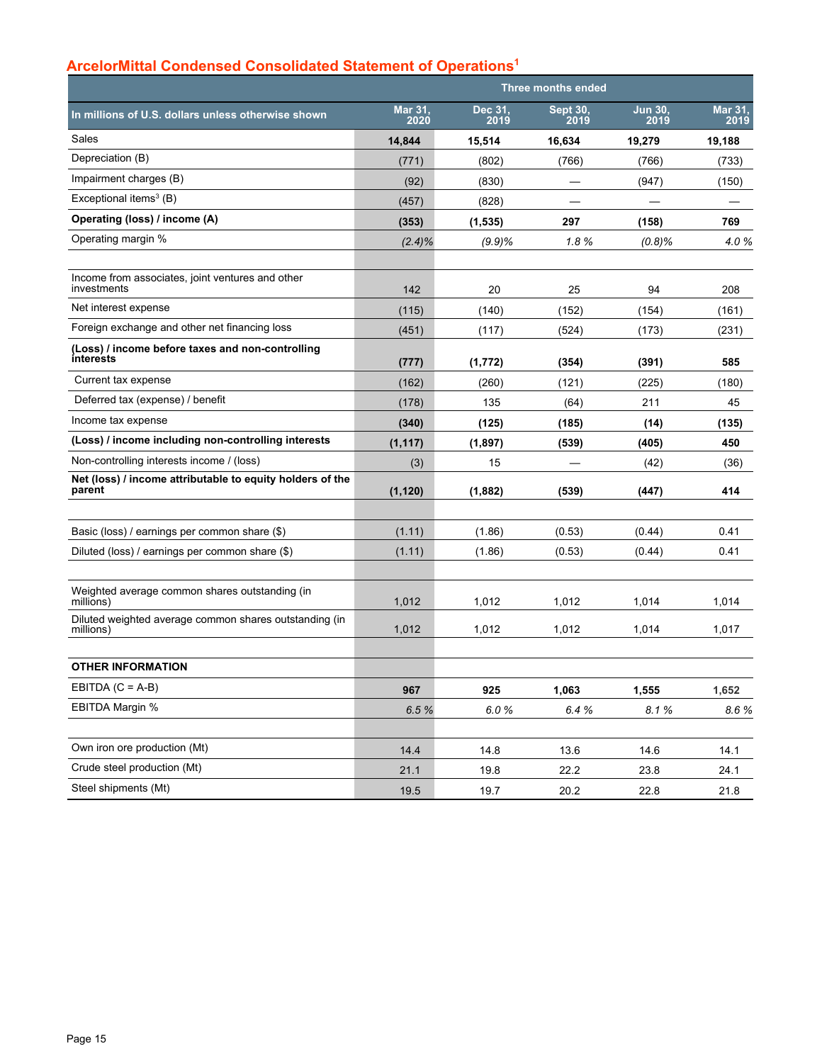## ArcelorMittal Condensed Consolidated Statement of Operations[1]

| In millions of U.S. dollars unless otherwise shown | Three months ended | | | | |
|---|---|---|---|---|---|
| | Mar 31, 2020 | Dec 31, 2019 | Sept 30, 2019 | Jun 30, 2019 | Mar 31, 2019 |
| Sales | **14,844** | **15,514** | **16,634** | **19,279** | **19,188** |
| Depreciation (B) | (771) | (802) | (766) | (766) | (733) |
| Impairment charges (B) | (92) | (830) | — | (947) | (150) |
| Exceptional items[3] (B) | (457) | (828) | — | — | — |
| **Operating (loss) / income (A)** | **(353)** | **(1,535)** | **297** | **(158)** | **769** |
| Operating margin % | *(2.4)%* | *(9.9)%* | *1.8 %* | *(0.8)%* | *4.0 %* |
| | | | | | |
| Income from associates, joint ventures and other investments | 142 | 20 | 25 | 94 | 208 |
| Net interest expense | (115) | (140) | (152) | (154) | (161) |
| Foreign exchange and other net financing loss | (451) | (117) | (524) | (173) | (231) |
| **(Loss) / income before taxes and non-controlling interests** | **(777)** | **(1,772)** | **(354)** | **(391)** | **585** |
| Current tax expense | (162) | (260) | (121) | (225) | (180) |
| Deferred tax (expense) / benefit | (178) | 135 | (64) | 211 | 45 |
| Income tax expense | **(340)** | **(125)** | **(185)** | **(14)** | **(135)** |
| **(Loss) / income including non-controlling interests** | **(1,117)** | **(1,897)** | **(539)** | **(405)** | **450** |
| Non-controlling interests income / (loss) | (3) | 15 | — | (42) | (36) |
| **Net (loss) / income attributable to equity holders of the parent** | **(1,120)** | **(1,882)** | **(539)** | **(447)** | **414** |
| | | | | | |
| Basic (loss) / earnings per common share ($) | (1.11) | (1.86) | (0.53) | (0.44) | 0.41 |
| Diluted (loss) / earnings per common share ($) | (1.11) | (1.86) | (0.53) | (0.44) | 0.41 |
| | | | | | |
| Weighted average common shares outstanding (in millions) | 1,012 | 1,012 | 1,012 | 1,014 | 1,014 |
| Diluted weighted average common shares outstanding (in millions) | 1,012 | 1,012 | 1,012 | 1,014 | 1,017 |
| | | | | | |
| **OTHER INFORMATION** | | | | | |
| EBITDA (C = A-B) | **967** | **925** | **1,063** | **1,555** | **1,652** |
| EBITDA Margin % | *6.5 %* | *6.0 %* | *6.4 %* | *8.1 %* | *8.6 %* |
| | | | | | |
| Own iron ore production (Mt) | 14.4 | 14.8 | 13.6 | 14.6 | 14.1 |
| Crude steel production (Mt) | 21.1 | 19.8 | 22.2 | 23.8 | 24.1 |
| Steel shipments (Mt) | 19.5 | 19.7 | 20.2 | 22.8 | 21.8 |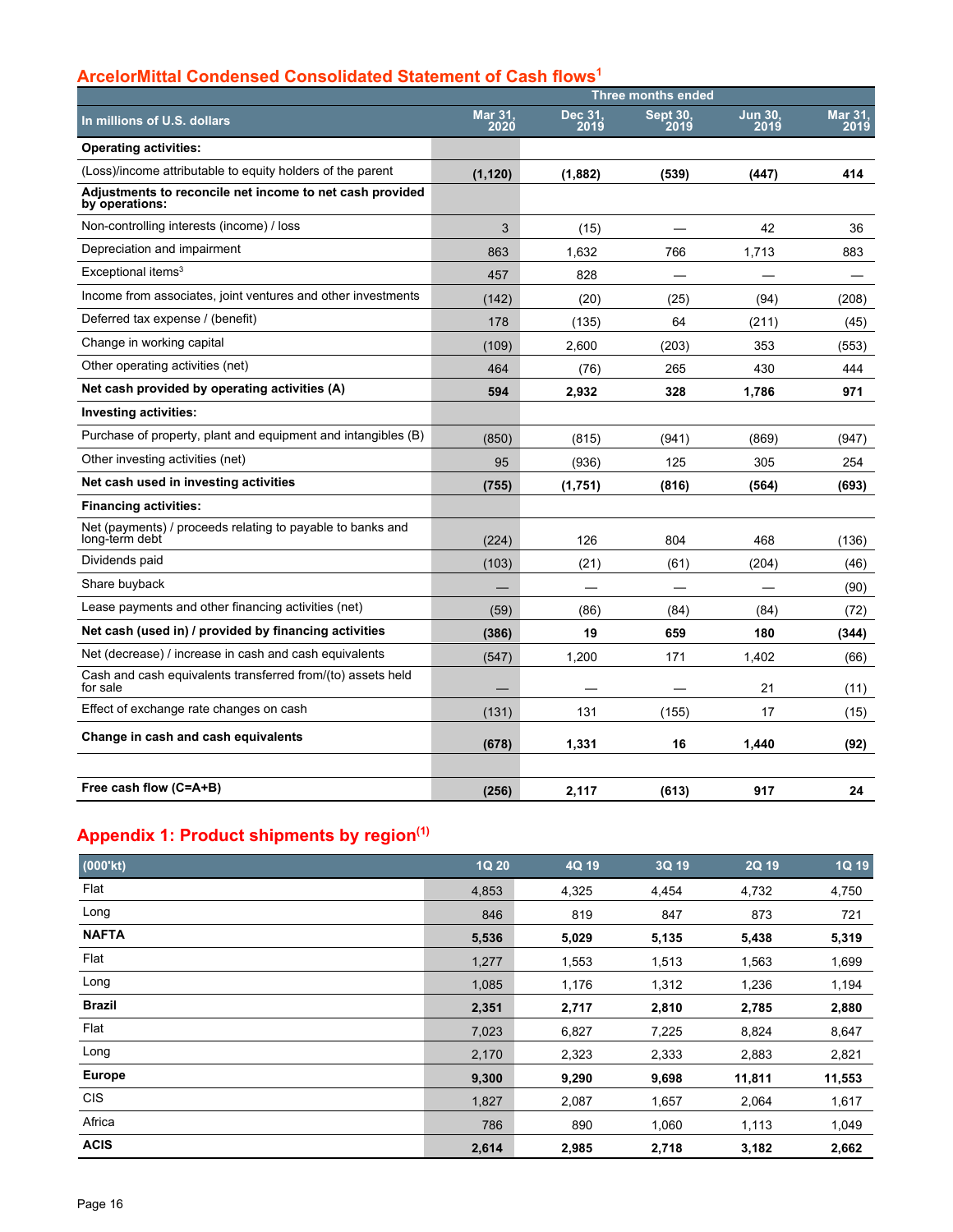## ArcelorMittal Condensed Consolidated Statement of Cash flows[1]

| In millions of U.S. dollars | Three months ended | | | | |
|---|---|---|---|---|---|
| | Mar 31, 2020 | Dec 31, 2019 | Sept 30, 2019 | Jun 30, 2019 | Mar 31, 2019 |
| **Operating activities:** | | | | | |
| (Loss)/income attributable to equity holders of the parent | **(1,120)** | **(1,882)** | **(539)** | **(447)** | **414** |
| **Adjustments to reconcile net income to net cash provided by operations:** | | | | | |
| Non-controlling interests (income) / loss | 3 | (15) | — | 42 | 36 |
| Depreciation and impairment | 863 | 1,632 | 766 | 1,713 | 883 |
| Exceptional items[3] | 457 | 828 | — | — | — |
| Income from associates, joint ventures and other investments | (142) | (20) | (25) | (94) | (208) |
| Deferred tax expense / (benefit) | 178 | (135) | 64 | (211) | (45) |
| Change in working capital | (109) | 2,600 | (203) | 353 | (553) |
| Other operating activities (net) | 464 | (76) | 265 | 430 | 444 |
| **Net cash provided by operating activities (A)** | **594** | **2,932** | **328** | **1,786** | **971** |
| **Investing activities:** | | | | | |
| Purchase of property, plant and equipment and intangibles (B) | (850) | (815) | (941) | (869) | (947) |
| Other investing activities (net) | 95 | (936) | 125 | 305 | 254 |
| **Net cash used in investing activities** | **(755)** | **(1,751)** | **(816)** | **(564)** | **(693)** |
| **Financing activities:** | | | | | |
| Net (payments) / proceeds relating to payable to banks and long-term debt | (224) | 126 | 804 | 468 | (136) |
| Dividends paid | (103) | (21) | (61) | (204) | (46) |
| Share buyback | — | — | — | — | (90) |
| Lease payments and other financing activities (net) | (59) | (86) | (84) | (84) | (72) |
| **Net cash (used in) / provided by financing activities** | **(386)** | **19** | **659** | **180** | **(344)** |
| Net (decrease) / increase in cash and cash equivalents | (547) | 1,200 | 171 | 1,402 | (66) |
| Cash and cash equivalents transferred from/(to) assets held for sale | — | — | — | 21 | (11) |
| Effect of exchange rate changes on cash | (131) | 131 | (155) | 17 | (15) |
| **Change in cash and cash equivalents** | **(678)** | **1,331** | **16** | **1,440** | **(92)** |
| | | | | | |
| **Free cash flow (C=A+B)** | **(256)** | **2,117** | **(613)** | **917** | **24** |

## Appendix 1: Product shipments by region[(1)]

| (000'kt) | 1Q 20 | 4Q 19 | 3Q 19 | 2Q 19 | 1Q 19 |
|---|---|---|---|---|---|
| Flat | 4,853 | 4,325 | 4,454 | 4,732 | 4,750 |
| Long | 846 | 819 | 847 | 873 | 721 |
| **NAFTA** | **5,536** | **5,029** | **5,135** | **5,438** | **5,319** |
| Flat | 1,277 | 1,553 | 1,513 | 1,563 | 1,699 |
| Long | 1,085 | 1,176 | 1,312 | 1,236 | 1,194 |
| **Brazil** | **2,351** | **2,717** | **2,810** | **2,785** | **2,880** |
| Flat | 7,023 | 6,827 | 7,225 | 8,824 | 8,647 |
| Long | 2,170 | 2,323 | 2,333 | 2,883 | 2,821 |
| **Europe** | **9,300** | **9,290** | **9,698** | **11,811** | **11,553** |
| CIS | 1,827 | 2,087 | 1,657 | 2,064 | 1,617 |
| Africa | 786 | 890 | 1,060 | 1,113 | 1,049 |
| **ACIS** | **2,614** | **2,985** | **2,718** | **3,182** | **2,662** |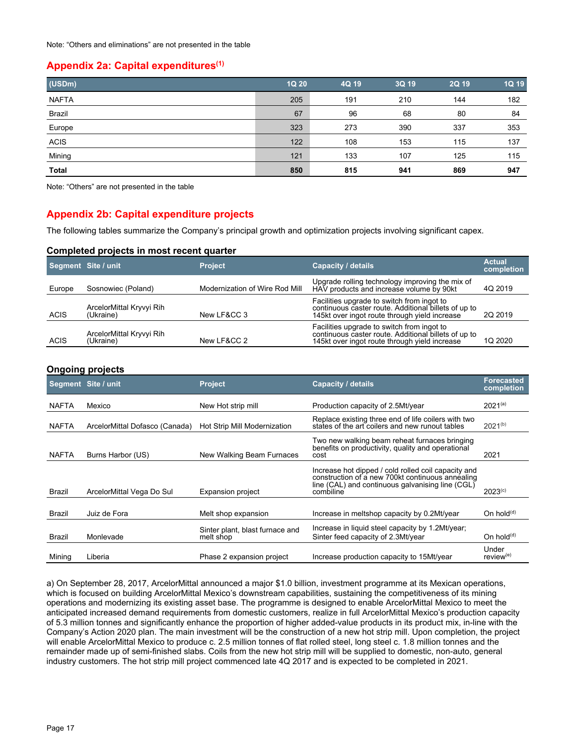Note: “Others and eliminations” are not presented in the table

## Appendix 2a: Capital expenditures[1]

| (USDm) | 1Q 20 | 4Q 19 | 3Q 19 | 2Q 19 | 1Q 19 |
|---|---|---|---|---|---|
| NAFTA | 205 | 191 | 210 | 144 | 182 |
| Brazil | 67 | 96 | 68 | 80 | 84 |
| Europe | 323 | 273 | 390 | 337 | 353 |
| ACIS | 122 | 108 | 153 | 115 | 137 |
| Mining | 121 | 133 | 107 | 125 | 115 |
| **Total** | **850** | **815** | **941** | **869** | **947** |

Note: “Others” are not presented in the table

## Appendix 2b: Capital expenditure projects

The following tables summarize the Company’s principal growth and optimization projects involving significant capex.

### Completed projects in most recent quarter

| Segment | Site / unit | Project | Capacity / details | Actual completion |
|---|---|---|---|---|
| Europe | Sosnowiec (Poland) | Modernization of Wire Rod Mill | Upgrade rolling technology improving the mix of HAV products and increase volume by 90kt | 4Q 2019 |
| ACIS | ArcelorMittal Kryvyi Rih (Ukraine) | New LF&CC 3 | Facilities upgrade to switch from ingot to continuous caster route. Additional billets of up to 145kt over ingot route through yield increase | 2Q 2019 |
| ACIS | ArcelorMittal Kryvyi Rih (Ukraine) | New LF&CC 2 | Facilities upgrade to switch from ingot to continuous caster route. Additional billets of up to 145kt over ingot route through yield increase | 1Q 2020 |

### Ongoing projects

| Segment | Site / unit | Project | Capacity / details | Forecasted completion |
|---|---|---|---|---|
| NAFTA | Mexico | New Hot strip mill | Production capacity of 2.5Mt/year | 2021[a] |
| NAFTA | ArcelorMittal Dofasco (Canada) | Hot Strip Mill Modernization | Replace existing three end of life coilers with two states of the art coilers and new runout tables | 2021[b] |
| NAFTA | Burns Harbor (US) | New Walking Beam Furnaces | Two new walking beam reheat furnaces bringing benefits on productivity, quality and operational cost | 2021 |
| Brazil | ArcelorMittal Vega Do Sul | Expansion project | Increase hot dipped / cold rolled coil capacity and construction of a new 700kt continuous annealing line (CAL) and continuous galvanising line (CGL) combiline | 2023[c] |
| Brazil | Juiz de Fora | Melt shop expansion | Increase in meltshop capacity by 0.2Mt/year | On hold[d] |
| Brazil | Monlevade | Sinter plant, blast furnace and melt shop | Increase in liquid steel capacity by 1.2Mt/year; Sinter feed capacity of 2.3Mt/year | On hold[d] |
| Mining | Liberia | Phase 2 expansion project | Increase production capacity to 15Mt/year | Under review[e] |

a) On September 28, 2017, ArcelorMittal announced a major $1.0 billion, investment programme at its Mexican operations, which is focused on building ArcelorMittal Mexico’s downstream capabilities, sustaining the competitiveness of its mining operations and modernizing its existing asset base. The programme is designed to enable ArcelorMittal Mexico to meet the anticipated increased demand requirements from domestic customers, realize in full ArcelorMittal Mexico’s production capacity of 5.3 million tonnes and significantly enhance the proportion of higher added-value products in its product mix, in-line with the Company’s Action 2020 plan. The main investment will be the construction of a new hot strip mill. Upon completion, the project will enable ArcelorMittal Mexico to produce c. 2.5 million tonnes of flat rolled steel, long steel c. 1.8 million tonnes and the remainder made up of semi-finished slabs. Coils from the new hot strip mill will be supplied to domestic, non-auto, general industry customers. The hot strip mill project commenced late 4Q 2017 and is expected to be completed in 2021.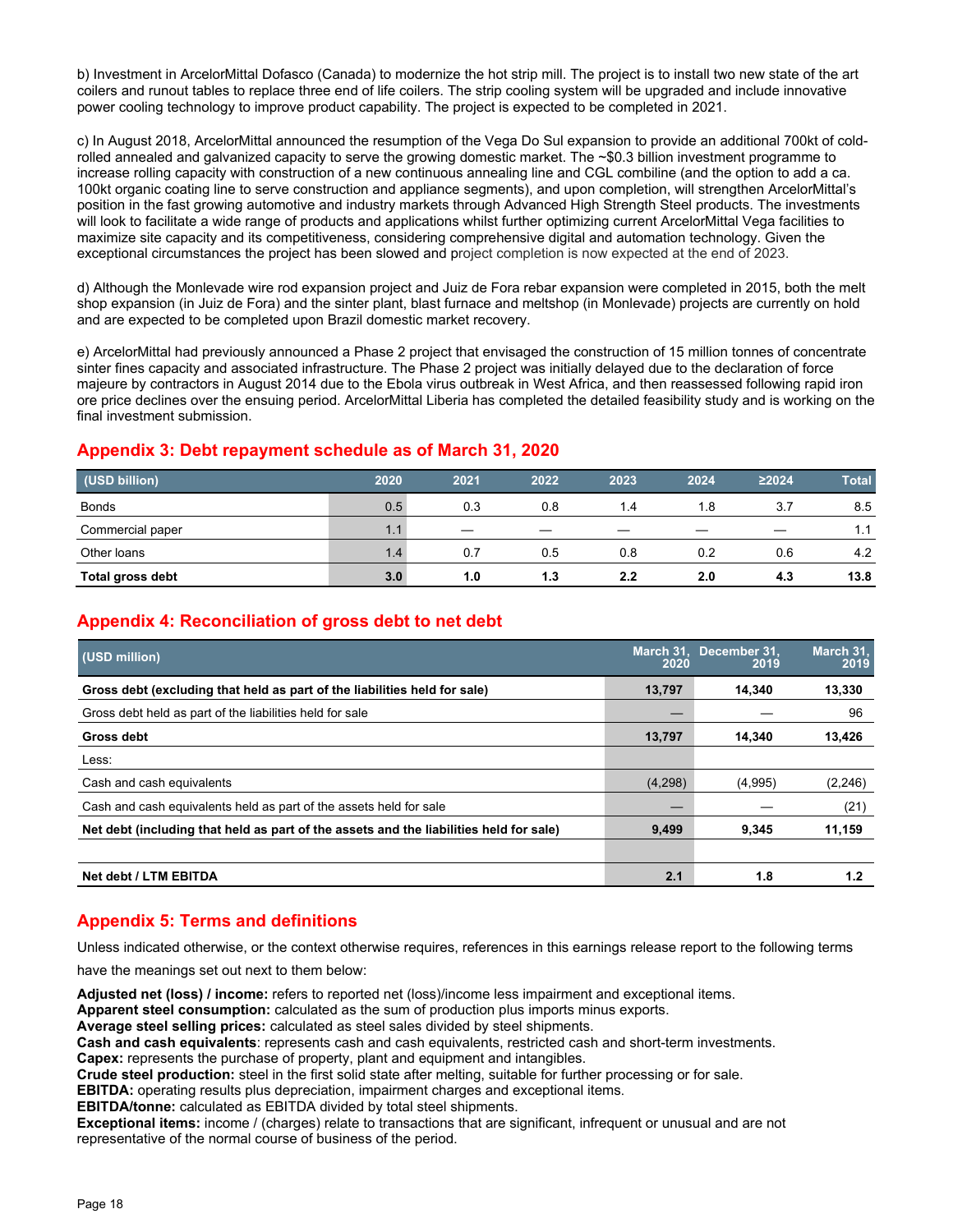b) Investment in ArcelorMittal Dofasco (Canada) to modernize the hot strip mill. The project is to install two new state of the art coilers and runout tables to replace three end of life coilers. The strip cooling system will be upgraded and include innovative power cooling technology to improve product capability. The project is expected to be completed in 2021.

c) In August 2018, ArcelorMittal announced the resumption of the Vega Do Sul expansion to provide an additional 700kt of cold-rolled annealed and galvanized capacity to serve the growing domestic market. The ~$0.3 billion investment programme to increase rolling capacity with construction of a new continuous annealing line and CGL combiline (and the option to add a ca. 100kt organic coating line to serve construction and appliance segments), and upon completion, will strengthen ArcelorMittal's position in the fast growing automotive and industry markets through Advanced High Strength Steel products. The investments will look to facilitate a wide range of products and applications whilst further optimizing current ArcelorMittal Vega facilities to maximize site capacity and its competitiveness, considering comprehensive digital and automation technology. Given the exceptional circumstances the project has been slowed and project completion is now expected at the end of 2023.

d) Although the Monlevade wire rod expansion project and Juiz de Fora rebar expansion were completed in 2015, both the melt shop expansion (in Juiz de Fora) and the sinter plant, blast furnace and meltshop (in Monlevade) projects are currently on hold and are expected to be completed upon Brazil domestic market recovery.

e) ArcelorMittal had previously announced a Phase 2 project that envisaged the construction of 15 million tonnes of concentrate sinter fines capacity and associated infrastructure. The Phase 2 project was initially delayed due to the declaration of force majeure by contractors in August 2014 due to the Ebola virus outbreak in West Africa, and then reassessed following rapid iron ore price declines over the ensuing period. ArcelorMittal Liberia has completed the detailed feasibility study and is working on the final investment submission.

## Appendix 3: Debt repayment schedule as of March 31, 2020

| (USD billion) | 2020 | 2021 | 2022 | 2023 | 2024 | ≥2024 | Total |
|---|---|---|---|---|---|---|---|
| Bonds | 0.5 | 0.3 | 0.8 | 1.4 | 1.8 | 3.7 | 8.5 |
| Commercial paper | 1.1 | — | — | — | — | — | 1.1 |
| Other loans | 1.4 | 0.7 | 0.5 | 0.8 | 0.2 | 0.6 | 4.2 |
| **Total gross debt** | **3.0** | **1.0** | **1.3** | **2.2** | **2.0** | **4.3** | **13.8** |

## Appendix 4: Reconciliation of gross debt to net debt

| (USD million) | March 31, 2020 | December 31, 2019 | March 31, 2019 |
|---|---|---|---|
| **Gross debt (excluding that held as part of the liabilities held for sale)** | **13,797** | **14,340** | **13,330** |
| Gross debt held as part of the liabilities held for sale | — | — | 96 |
| **Gross debt** | **13,797** | **14,340** | **13,426** |
| Less: | | | |
| Cash and cash equivalents | (4,298) | (4,995) | (2,246) |
| Cash and cash equivalents held as part of the assets held for sale | — | — | (21) |
| **Net debt (including that held as part of the assets and the liabilities held for sale)** | **9,499** | **9,345** | **11,159** |
| | | | |
| **Net debt / LTM EBITDA** | **2.1** | **1.8** | **1.2** |

## Appendix 5: Terms and definitions

Unless indicated otherwise, or the context otherwise requires, references in this earnings release report to the following terms have the meanings set out next to them below:

**Adjusted net (loss) / income:** refers to reported net (loss)/income less impairment and exceptional items.
**Apparent steel consumption:** calculated as the sum of production plus imports minus exports.
**Average steel selling prices:** calculated as steel sales divided by steel shipments.
**Cash and cash equivalents**: represents cash and cash equivalents, restricted cash and short-term investments.
**Capex:** represents the purchase of property, plant and equipment and intangibles.
**Crude steel production:** steel in the first solid state after melting, suitable for further processing or for sale.
**EBITDA:** operating results plus depreciation, impairment charges and exceptional items.
**EBITDA/tonne:** calculated as EBITDA divided by total steel shipments.
**Exceptional items:** income / (charges) relate to transactions that are significant, infrequent or unusual and are not representative of the normal course of business of the period.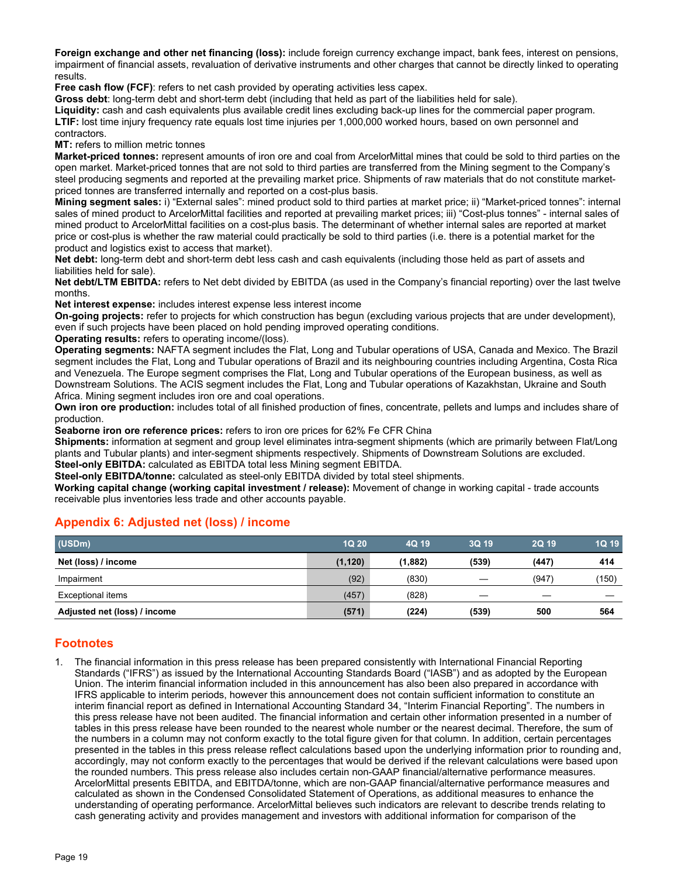**Foreign exchange and other net financing (loss):** include foreign currency exchange impact, bank fees, interest on pensions, impairment of financial assets, revaluation of derivative instruments and other charges that cannot be directly linked to operating results.

**Free cash flow (FCF)**: refers to net cash provided by operating activities less capex.

**Gross debt**: long-term debt and short-term debt (including that held as part of the liabilities held for sale).

**Liquidity:** cash and cash equivalents plus available credit lines excluding back-up lines for the commercial paper program.

**LTIF:** lost time injury frequency rate equals lost time injuries per 1,000,000 worked hours, based on own personnel and contractors.

**MT:** refers to million metric tonnes

**Market-priced tonnes:** represent amounts of iron ore and coal from ArcelorMittal mines that could be sold to third parties on the open market. Market-priced tonnes that are not sold to third parties are transferred from the Mining segment to the Company's steel producing segments and reported at the prevailing market price. Shipments of raw materials that do not constitute market-priced tonnes are transferred internally and reported on a cost-plus basis.

**Mining segment sales:** i) "External sales": mined product sold to third parties at market price; ii) "Market-priced tonnes": internal sales of mined product to ArcelorMittal facilities and reported at prevailing market prices; iii) "Cost-plus tonnes" - internal sales of mined product to ArcelorMittal facilities on a cost-plus basis. The determinant of whether internal sales are reported at market price or cost-plus is whether the raw material could practically be sold to third parties (i.e. there is a potential market for the product and logistics exist to access that market).

**Net debt:** long-term debt and short-term debt less cash and cash equivalents (including those held as part of assets and liabilities held for sale).

**Net debt/LTM EBITDA:** refers to Net debt divided by EBITDA (as used in the Company's financial reporting) over the last twelve months.

**Net interest expense:** includes interest expense less interest income

**On-going projects:** refer to projects for which construction has begun (excluding various projects that are under development), even if such projects have been placed on hold pending improved operating conditions.

**Operating results:** refers to operating income/(loss).

**Operating segments:** NAFTA segment includes the Flat, Long and Tubular operations of USA, Canada and Mexico. The Brazil segment includes the Flat, Long and Tubular operations of Brazil and its neighbouring countries including Argentina, Costa Rica and Venezuela. The Europe segment comprises the Flat, Long and Tubular operations of the European business, as well as Downstream Solutions. The ACIS segment includes the Flat, Long and Tubular operations of Kazakhstan, Ukraine and South Africa. Mining segment includes iron ore and coal operations.

**Own iron ore production:** includes total of all finished production of fines, concentrate, pellets and lumps and includes share of production.

**Seaborne iron ore reference prices:** refers to iron ore prices for 62% Fe CFR China

**Shipments:** information at segment and group level eliminates intra-segment shipments (which are primarily between Flat/Long plants and Tubular plants) and inter-segment shipments respectively. Shipments of Downstream Solutions are excluded.

**Steel-only EBITDA:** calculated as EBITDA total less Mining segment EBITDA.

**Steel-only EBITDA/tonne:** calculated as steel-only EBITDA divided by total steel shipments.

**Working capital change (working capital investment / release):** Movement of change in working capital - trade accounts receivable plus inventories less trade and other accounts payable.

## Appendix 6: Adjusted net (loss) / income

| (USDm) | 1Q 20 | 4Q 19 | 3Q 19 | 2Q 19 | 1Q 19 |
|---|---|---|---|---|---|
| **Net (loss) / income** | **(1,120)** | **(1,882)** | **(539)** | **(447)** | **414** |
| Impairment | (92) | (830) | — | (947) | (150) |
| Exceptional items | (457) | (828) | — | — | — |
| **Adjusted net (loss) / income** | **(571)** | **(224)** | **(539)** | **500** | **564** |

## Footnotes

1. The financial information in this press release has been prepared consistently with International Financial Reporting Standards ("IFRS") as issued by the International Accounting Standards Board ("IASB") and as adopted by the European Union. The interim financial information included in this announcement has also been also prepared in accordance with IFRS applicable to interim periods, however this announcement does not contain sufficient information to constitute an interim financial report as defined in International Accounting Standard 34, "Interim Financial Reporting". The numbers in this press release have not been audited. The financial information and certain other information presented in a number of tables in this press release have been rounded to the nearest whole number or the nearest decimal. Therefore, the sum of the numbers in a column may not conform exactly to the total figure given for that column. In addition, certain percentages presented in the tables in this press release reflect calculations based upon the underlying information prior to rounding and, accordingly, may not conform exactly to the percentages that would be derived if the relevant calculations were based upon the rounded numbers. This press release also includes certain non-GAAP financial/alternative performance measures. ArcelorMittal presents EBITDA, and EBITDA/tonne, which are non-GAAP financial/alternative performance measures and calculated as shown in the Condensed Consolidated Statement of Operations, as additional measures to enhance the understanding of operating performance. ArcelorMittal believes such indicators are relevant to describe trends relating to cash generating activity and provides management and investors with additional information for comparison of the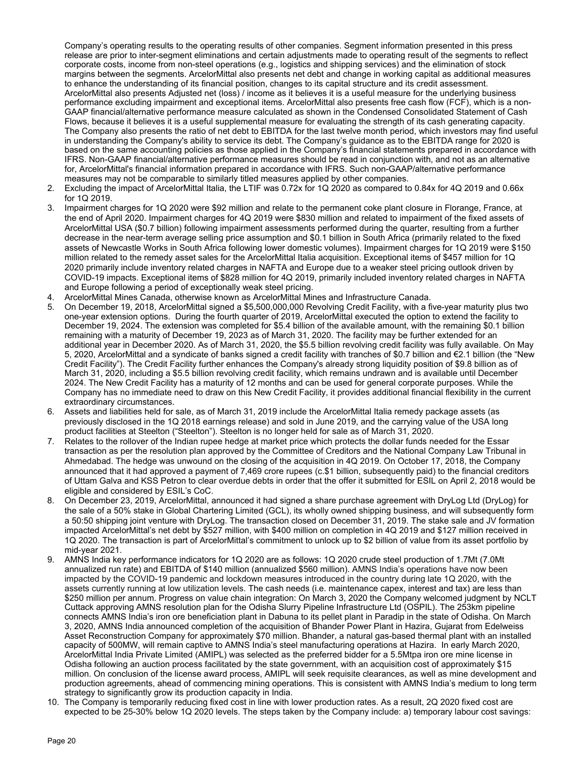Company's operating results to the operating results of other companies. Segment information presented in this press release are prior to inter-segment eliminations and certain adjustments made to operating result of the segments to reflect corporate costs, income from non-steel operations (e.g., logistics and shipping services) and the elimination of stock margins between the segments. ArcelorMittal also presents net debt and change in working capital as additional measures to enhance the understanding of its financial position, changes to its capital structure and its credit assessment. ArcelorMittal also presents Adjusted net (loss) / income as it believes it is a useful measure for the underlying business performance excluding impairment and exceptional items. ArcelorMittal also presents free cash flow (FCF), which is a non-GAAP financial/alternative performance measure calculated as shown in the Condensed Consolidated Statement of Cash Flows, because it believes it is a useful supplemental measure for evaluating the strength of its cash generating capacity. The Company also presents the ratio of net debt to EBITDA for the last twelve month period, which investors may find useful in understanding the Company's ability to service its debt. The Company's guidance as to the EBITDA range for 2020 is based on the same accounting policies as those applied in the Company's financial statements prepared in accordance with IFRS. Non-GAAP financial/alternative performance measures should be read in conjunction with, and not as an alternative for, ArcelorMittal's financial information prepared in accordance with IFRS. Such non-GAAP/alternative performance measures may not be comparable to similarly titled measures applied by other companies.

2. Excluding the impact of ArcelorMittal Italia, the LTIF was 0.72x for 1Q 2020 as compared to 0.84x for 4Q 2019 and 0.66x for 1Q 2019.
3. Impairment charges for 1Q 2020 were $92 million and relate to the permanent coke plant closure in Florange, France, at the end of April 2020. Impairment charges for 4Q 2019 were $830 million and related to impairment of the fixed assets of ArcelorMittal USA ($0.7 billion) following impairment assessments performed during the quarter, resulting from a further decrease in the near-term average selling price assumption and $0.1 billion in South Africa (primarily related to the fixed assets of Newcastle Works in South Africa following lower domestic volumes). Impairment charges for 1Q 2019 were $150 million related to the remedy asset sales for the ArcelorMittal Italia acquisition. Exceptional items of $457 million for 1Q 2020 primarily include inventory related charges in NAFTA and Europe due to a weaker steel pricing outlook driven by COVID-19 impacts. Exceptional items of $828 million for 4Q 2019, primarily included inventory related charges in NAFTA and Europe following a period of exceptionally weak steel pricing.
4. ArcelorMittal Mines Canada, otherwise known as ArcelorMittal Mines and Infrastructure Canada.
5. On December 19, 2018, ArcelorMittal signed a $5,500,000,000 Revolving Credit Facility, with a five-year maturity plus two one-year extension options. During the fourth quarter of 2019, ArcelorMittal executed the option to extend the facility to December 19, 2024. The extension was completed for $5.4 billion of the available amount, with the remaining $0.1 billion remaining with a maturity of December 19, 2023 as of March 31, 2020. The facility may be further extended for an additional year in December 2020. As of March 31, 2020, the $5.5 billion revolving credit facility was fully available. On May 5, 2020, ArcelorMittal and a syndicate of banks signed a credit facility with tranches of $0.7 billion and €2.1 billion (the "New Credit Facility"). The Credit Facility further enhances the Company's already strong liquidity position of $9.8 billion as of March 31, 2020, including a $5.5 billion revolving credit facility, which remains undrawn and is available until December 2024. The New Credit Facility has a maturity of 12 months and can be used for general corporate purposes. While the Company has no immediate need to draw on this New Credit Facility, it provides additional financial flexibility in the current extraordinary circumstances.
6. Assets and liabilities held for sale, as of March 31, 2019 include the ArcelorMittal Italia remedy package assets (as previously disclosed in the 1Q 2018 earnings release) and sold in June 2019, and the carrying value of the USA long product facilities at Steelton ("Steelton"). Steelton is no longer held for sale as of March 31, 2020.
7. Relates to the rollover of the Indian rupee hedge at market price which protects the dollar funds needed for the Essar transaction as per the resolution plan approved by the Committee of Creditors and the National Company Law Tribunal in Ahmedabad. The hedge was unwound on the closing of the acquisition in 4Q 2019. On October 17, 2018, the Company announced that it had approved a payment of 7,469 crore rupees (c.$1 billion, subsequently paid) to the financial creditors of Uttam Galva and KSS Petron to clear overdue debts in order that the offer it submitted for ESIL on April 2, 2018 would be eligible and considered by ESIL's CoC.
8. On December 23, 2019, ArcelorMittal, announced it had signed a share purchase agreement with DryLog Ltd (DryLog) for the sale of a 50% stake in Global Chartering Limited (GCL), its wholly owned shipping business, and will subsequently form a 50:50 shipping joint venture with DryLog. The transaction closed on December 31, 2019. The stake sale and JV formation impacted ArcelorMittal's net debt by $527 million, with $400 million on completion in 4Q 2019 and $127 million received in 1Q 2020. The transaction is part of ArcelorMittal's commitment to unlock up to $2 billion of value from its asset portfolio by mid-year 2021.
9. AMNS India key performance indicators for 1Q 2020 are as follows: 1Q 2020 crude steel production of 1.7Mt (7.0Mt annualized run rate) and EBITDA of $140 million (annualized $560 million). AMNS India's operations have now been impacted by the COVID-19 pandemic and lockdown measures introduced in the country during late 1Q 2020, with the assets currently running at low utilization levels. The cash needs (i.e. maintenance capex, interest and tax) are less than $250 million per annum. Progress on value chain integration: On March 3, 2020 the Company welcomed judgment by NCLT Cuttack approving AMNS resolution plan for the Odisha Slurry Pipeline Infrastructure Ltd (OSPIL). The 253km pipeline connects AMNS India's iron ore beneficiation plant in Dabuna to its pellet plant in Paradip in the state of Odisha. On March 3, 2020, AMNS India announced completion of the acquisition of Bhander Power Plant in Hazira, Gujarat from Edelweiss Asset Reconstruction Company for approximately $70 million. Bhander, a natural gas-based thermal plant with an installed capacity of 500MW, will remain captive to AMNS India's steel manufacturing operations at Hazira. In early March 2020, ArcelorMittal India Private Limited (AMIPL) was selected as the preferred bidder for a 5.5Mtpa iron ore mine license in Odisha following an auction process facilitated by the state government, with an acquisition cost of approximately $15 million. On conclusion of the license award process, AMIPL will seek requisite clearances, as well as mine development and production agreements, ahead of commencing mining operations. This is consistent with AMNS India's medium to long term strategy to significantly grow its production capacity in India.
10. The Company is temporarily reducing fixed cost in line with lower production rates. As a result, 2Q 2020 fixed cost are expected to be 25-30% below 1Q 2020 levels. The steps taken by the Company include: a) temporary labour cost savings: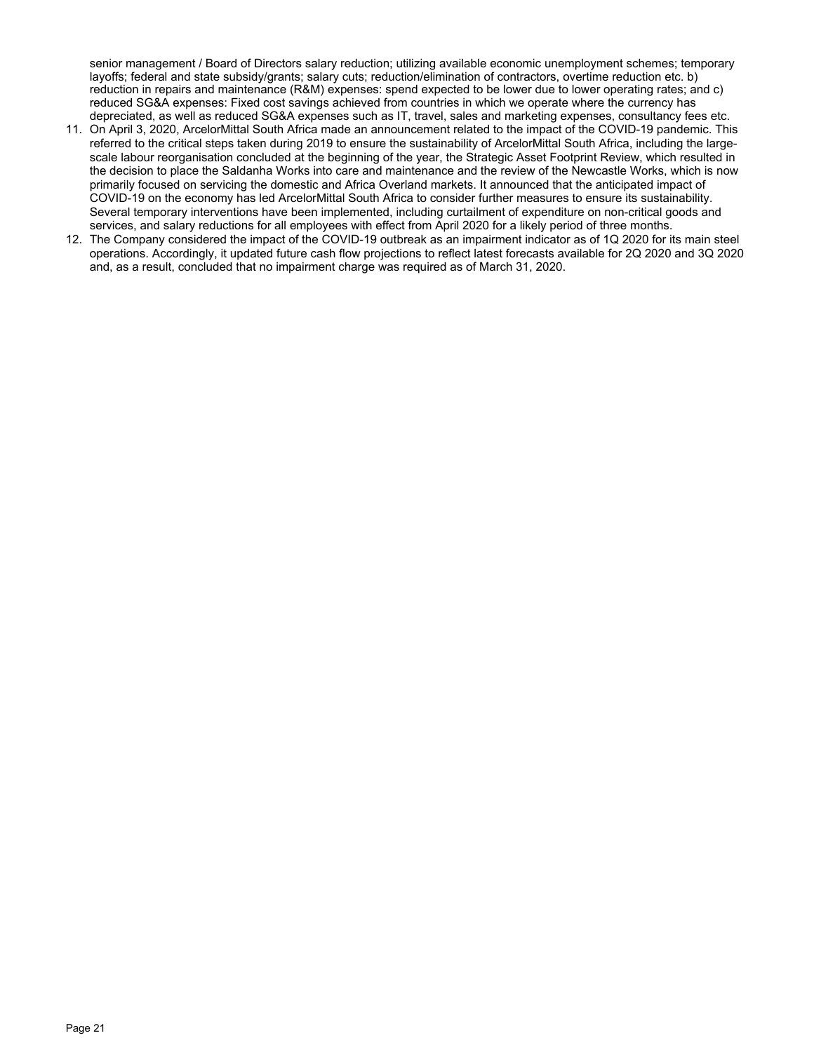senior management / Board of Directors salary reduction; utilizing available economic unemployment schemes; temporary layoffs; federal and state subsidy/grants; salary cuts; reduction/elimination of contractors, overtime reduction etc. b) reduction in repairs and maintenance (R&M) expenses: spend expected to be lower due to lower operating rates; and c) reduced SG&A expenses: Fixed cost savings achieved from countries in which we operate where the currency has depreciated, as well as reduced SG&A expenses such as IT, travel, sales and marketing expenses, consultancy fees etc.

11. On April 3, 2020, ArcelorMittal South Africa made an announcement related to the impact of the COVID-19 pandemic. This referred to the critical steps taken during 2019 to ensure the sustainability of ArcelorMittal South Africa, including the large-scale labour reorganisation concluded at the beginning of the year, the Strategic Asset Footprint Review, which resulted in the decision to place the Saldanha Works into care and maintenance and the review of the Newcastle Works, which is now primarily focused on servicing the domestic and Africa Overland markets. It announced that the anticipated impact of COVID-19 on the economy has led ArcelorMittal South Africa to consider further measures to ensure its sustainability. Several temporary interventions have been implemented, including curtailment of expenditure on non-critical goods and services, and salary reductions for all employees with effect from April 2020 for a likely period of three months.
12. The Company considered the impact of the COVID-19 outbreak as an impairment indicator as of 1Q 2020 for its main steel operations. Accordingly, it updated future cash flow projections to reflect latest forecasts available for 2Q 2020 and 3Q 2020 and, as a result, concluded that no impairment charge was required as of March 31, 2020.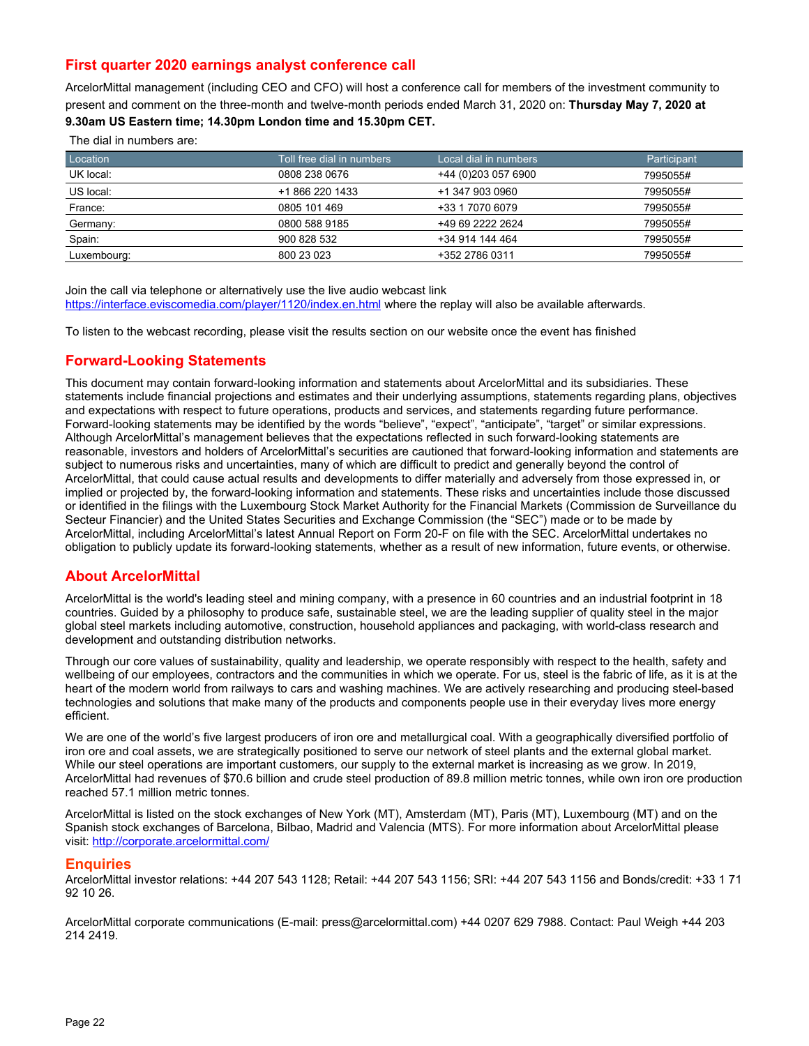## First quarter 2020 earnings analyst conference call

ArcelorMittal management (including CEO and CFO) will host a conference call for members of the investment community to present and comment on the three-month and twelve-month periods ended March 31, 2020 on: **Thursday May 7, 2020 at 9.30am US Eastern time; 14.30pm London time and 15.30pm CET.**

The dial in numbers are:

| Location | Toll free dial in numbers | Local dial in numbers | Participant |
|---|---|---|---|
| UK local: | 0808 238 0676 | +44 (0)203 057 6900 | 7995055# |
| US local: | +1 866 220 1433 | +1 347 903 0960 | 7995055# |
| France: | 0805 101 469 | +33 1 7070 6079 | 7995055# |
| Germany: | 0800 588 9185 | +49 69 2222 2624 | 7995055# |
| Spain: | 900 828 532 | +34 914 144 464 | 7995055# |
| Luxembourg: | 800 23 023 | +352 2786 0311 | 7995055# |

Join the call via telephone or alternatively use the live audio webcast link https://interface.eviscomedia.com/player/1120/index.en.html where the replay will also be available afterwards.

To listen to the webcast recording, please visit the results section on our website once the event has finished

## Forward-Looking Statements

This document may contain forward-looking information and statements about ArcelorMittal and its subsidiaries. These statements include financial projections and estimates and their underlying assumptions, statements regarding plans, objectives and expectations with respect to future operations, products and services, and statements regarding future performance. Forward-looking statements may be identified by the words "believe", "expect", "anticipate", "target" or similar expressions. Although ArcelorMittal's management believes that the expectations reflected in such forward-looking statements are reasonable, investors and holders of ArcelorMittal's securities are cautioned that forward-looking information and statements are subject to numerous risks and uncertainties, many of which are difficult to predict and generally beyond the control of ArcelorMittal, that could cause actual results and developments to differ materially and adversely from those expressed in, or implied or projected by, the forward-looking information and statements. These risks and uncertainties include those discussed or identified in the filings with the Luxembourg Stock Market Authority for the Financial Markets (Commission de Surveillance du Secteur Financier) and the United States Securities and Exchange Commission (the "SEC") made or to be made by ArcelorMittal, including ArcelorMittal's latest Annual Report on Form 20-F on file with the SEC. ArcelorMittal undertakes no obligation to publicly update its forward-looking statements, whether as a result of new information, future events, or otherwise.

## About ArcelorMittal

ArcelorMittal is the world's leading steel and mining company, with a presence in 60 countries and an industrial footprint in 18 countries. Guided by a philosophy to produce safe, sustainable steel, we are the leading supplier of quality steel in the major global steel markets including automotive, construction, household appliances and packaging, with world-class research and development and outstanding distribution networks.

Through our core values of sustainability, quality and leadership, we operate responsibly with respect to the health, safety and wellbeing of our employees, contractors and the communities in which we operate. For us, steel is the fabric of life, as it is at the heart of the modern world from railways to cars and washing machines. We are actively researching and producing steel-based technologies and solutions that make many of the products and components people use in their everyday lives more energy efficient.

We are one of the world's five largest producers of iron ore and metallurgical coal. With a geographically diversified portfolio of iron ore and coal assets, we are strategically positioned to serve our network of steel plants and the external global market. While our steel operations are important customers, our supply to the external market is increasing as we grow. In 2019, ArcelorMittal had revenues of $70.6 billion and crude steel production of 89.8 million metric tonnes, while own iron ore production reached 57.1 million metric tonnes.

ArcelorMittal is listed on the stock exchanges of New York (MT), Amsterdam (MT), Paris (MT), Luxembourg (MT) and on the Spanish stock exchanges of Barcelona, Bilbao, Madrid and Valencia (MTS). For more information about ArcelorMittal please visit: http://corporate.arcelormittal.com/

## Enquiries

ArcelorMittal investor relations: +44 207 543 1128; Retail: +44 207 543 1156; SRI: +44 207 543 1156 and Bonds/credit: +33 1 71 92 10 26.

ArcelorMittal corporate communications (E-mail: press@arcelormittal.com) +44 0207 629 7988. Contact: Paul Weigh +44 203 214 2419.